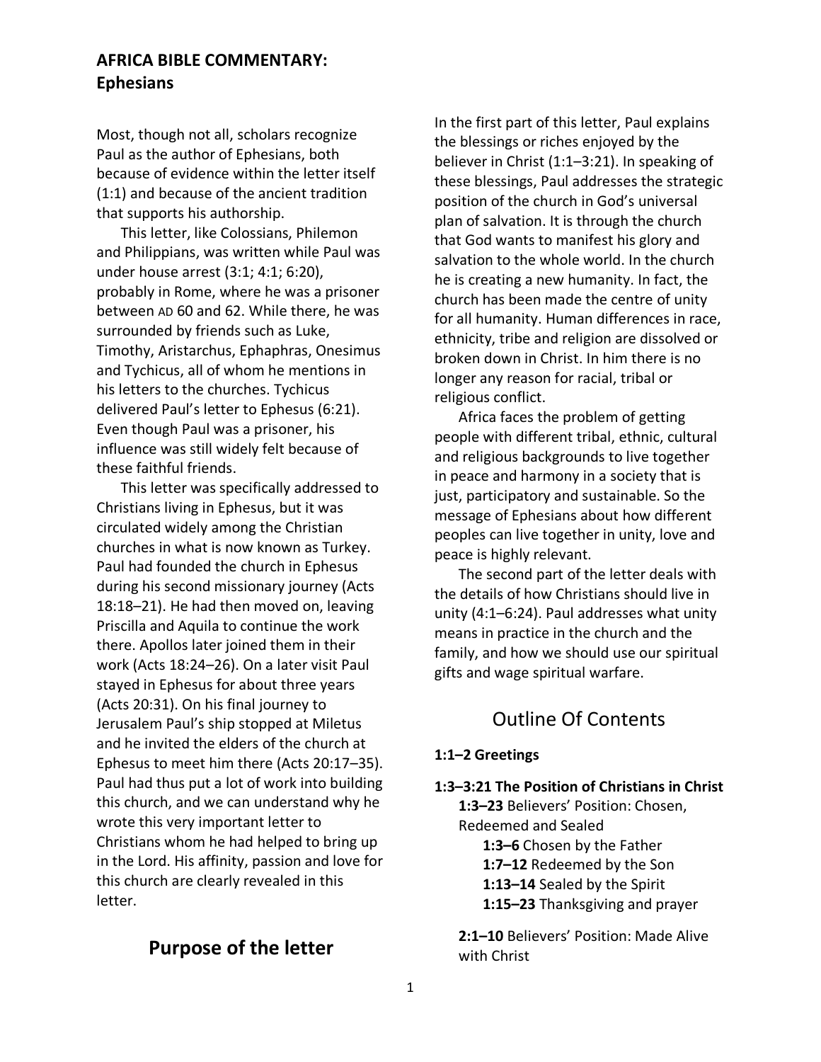# AFRICA BIBLE COMMENTARY: Ephesians

Most, though not all, scholars recognize Paul as the author of Ephesians, both because of evidence within the letter itself (1:1) and because of the ancient tradition that supports his authorship.

This letter, like Colossians, Philemon and Philippians, was written while Paul was under house arrest (3:1; 4:1; 6:20), probably in Rome, where he was a prisoner between AD 60 and 62. While there, he was surrounded by friends such as Luke, Timothy, Aristarchus, Ephaphras, Onesimus and Tychicus, all of whom he mentions in his letters to the churches. Tychicus delivered Paul's letter to Ephesus (6:21). Even though Paul was a prisoner, his influence was still widely felt because of these faithful friends.

This letter was specifically addressed to Christians living in Ephesus, but it was circulated widely among the Christian churches in what is now known as Turkey. Paul had founded the church in Ephesus during his second missionary journey (Acts 18:18–21). He had then moved on, leaving Priscilla and Aquila to continue the work there. Apollos later joined them in their work (Acts 18:24–26). On a later visit Paul stayed in Ephesus for about three years (Acts 20:31). On his final journey to Jerusalem Paul's ship stopped at Miletus and he invited the elders of the church at Ephesus to meet him there (Acts 20:17–35). Paul had thus put a lot of work into building this church, and we can understand why he wrote this very important letter to Christians whom he had helped to bring up in the Lord. His affinity, passion and love for this church are clearly revealed in this letter.

## Purpose of the letter

In the first part of this letter, Paul explains the blessings or riches enjoyed by the believer in Christ (1:1–3:21). In speaking of these blessings, Paul addresses the strategic position of the church in God's universal plan of salvation. It is through the church that God wants to manifest his glory and salvation to the whole world. In the church he is creating a new humanity. In fact, the church has been made the centre of unity for all humanity. Human differences in race, ethnicity, tribe and religion are dissolved or broken down in Christ. In him there is no longer any reason for racial, tribal or religious conflict.

Africa faces the problem of getting people with different tribal, ethnic, cultural and religious backgrounds to live together in peace and harmony in a society that is just, participatory and sustainable. So the message of Ephesians about how different peoples can live together in unity, love and peace is highly relevant.

The second part of the letter deals with the details of how Christians should live in unity (4:1–6:24). Paul addresses what unity means in practice in the church and the family, and how we should use our spiritual gifts and wage spiritual warfare.

## Outline Of Contents

**1:1–2 Greetings**

**1:3–3:21 The Position of Christians in Christ**

- **1:3–23** Believers' Position: Chosen, Redeemed and Sealed
  - **1:3–6** Chosen by the Father
  - **1:7–12** Redeemed by the Son
  - **1:13–14** Sealed by the Spirit
  - **1:15–23** Thanksgiving and prayer
- **2:1–10** Believers' Position: Made Alive with Christ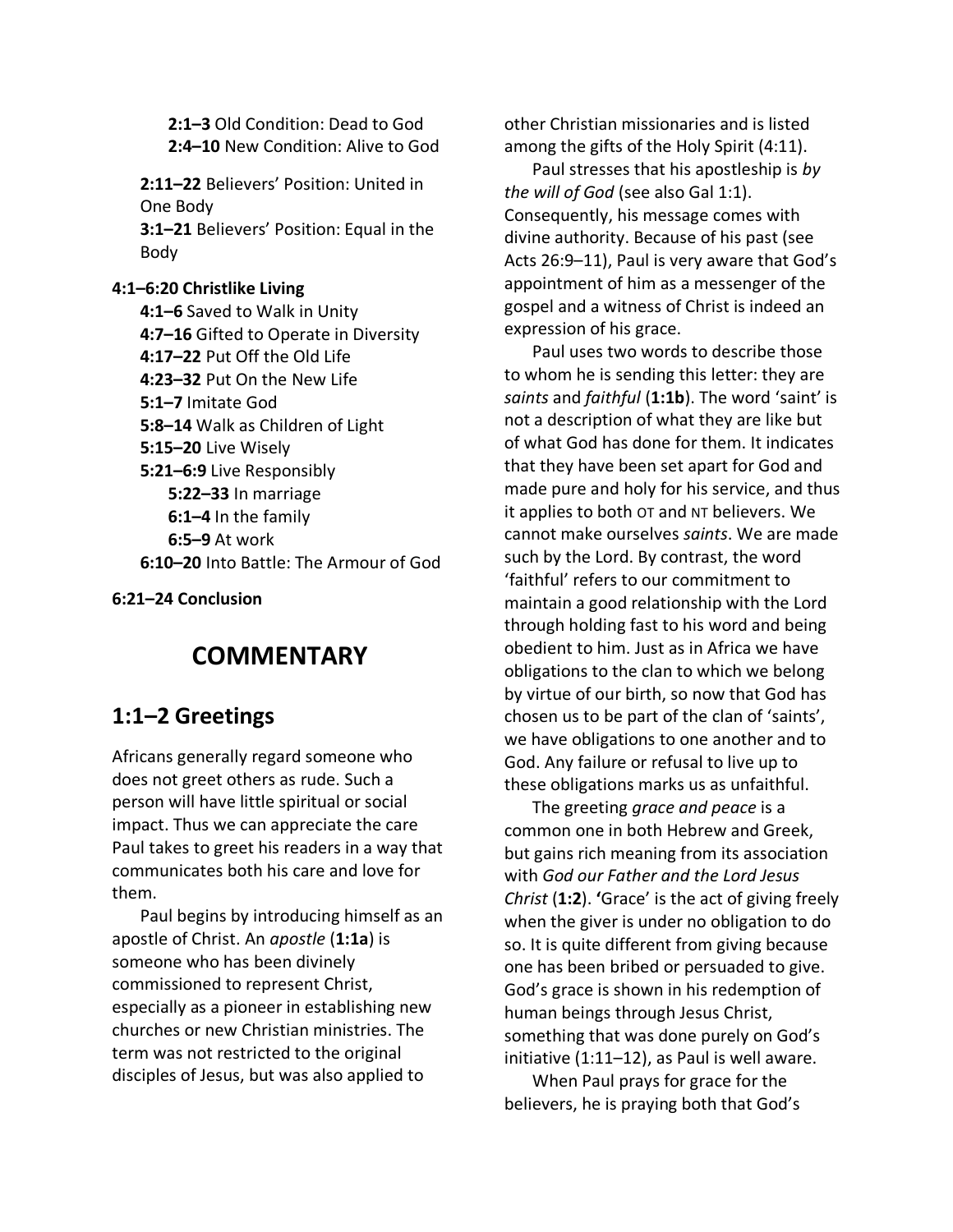**2:1–3** Old Condition: Dead to God
**2:4–10** New Condition: Alive to God

**2:11–22** Believers' Position: United in One Body
**3:1–21** Believers' Position: Equal in the Body

**4:1–6:20 Christlike Living**

**4:1–6** Saved to Walk in Unity
**4:7–16** Gifted to Operate in Diversity
**4:17–22** Put Off the Old Life
**4:23–32** Put On the New Life
**5:1–7** Imitate God
**5:8–14** Walk as Children of Light
**5:15–20** Live Wisely
**5:21–6:9** Live Responsibly
**5:22–33** In marriage
**6:1–4** In the family
**6:5–9** At work
**6:10–20** Into Battle: The Armour of God

**6:21–24 Conclusion**

# COMMENTARY

## 1:1–2 Greetings

Africans generally regard someone who does not greet others as rude. Such a person will have little spiritual or social impact. Thus we can appreciate the care Paul takes to greet his readers in a way that communicates both his care and love for them.

Paul begins by introducing himself as an apostle of Christ. An *apostle* (**1:1a**) is someone who has been divinely commissioned to represent Christ, especially as a pioneer in establishing new churches or new Christian ministries. The term was not restricted to the original disciples of Jesus, but was also applied to other Christian missionaries and is listed among the gifts of the Holy Spirit (4:11).

Paul stresses that his apostleship is *by the will of God* (see also Gal 1:1). Consequently, his message comes with divine authority. Because of his past (see Acts 26:9–11), Paul is very aware that God's appointment of him as a messenger of the gospel and a witness of Christ is indeed an expression of his grace.

Paul uses two words to describe those to whom he is sending this letter: they are *saints* and *faithful* (**1:1b**). The word 'saint' is not a description of what they are like but of what God has done for them. It indicates that they have been set apart for God and made pure and holy for his service, and thus it applies to both OT and NT believers. We cannot make ourselves *saints*. We are made such by the Lord. By contrast, the word 'faithful' refers to our commitment to maintain a good relationship with the Lord through holding fast to his word and being obedient to him. Just as in Africa we have obligations to the clan to which we belong by virtue of our birth, so now that God has chosen us to be part of the clan of 'saints', we have obligations to one another and to God. Any failure or refusal to live up to these obligations marks us as unfaithful.

The greeting *grace and peace* is a common one in both Hebrew and Greek, but gains rich meaning from its association with *God our Father and the Lord Jesus Christ* (**1:2**). **'**Grace' is the act of giving freely when the giver is under no obligation to do so. It is quite different from giving because one has been bribed or persuaded to give. God's grace is shown in his redemption of human beings through Jesus Christ, something that was done purely on God's initiative (1:11–12), as Paul is well aware.

When Paul prays for grace for the believers, he is praying both that God's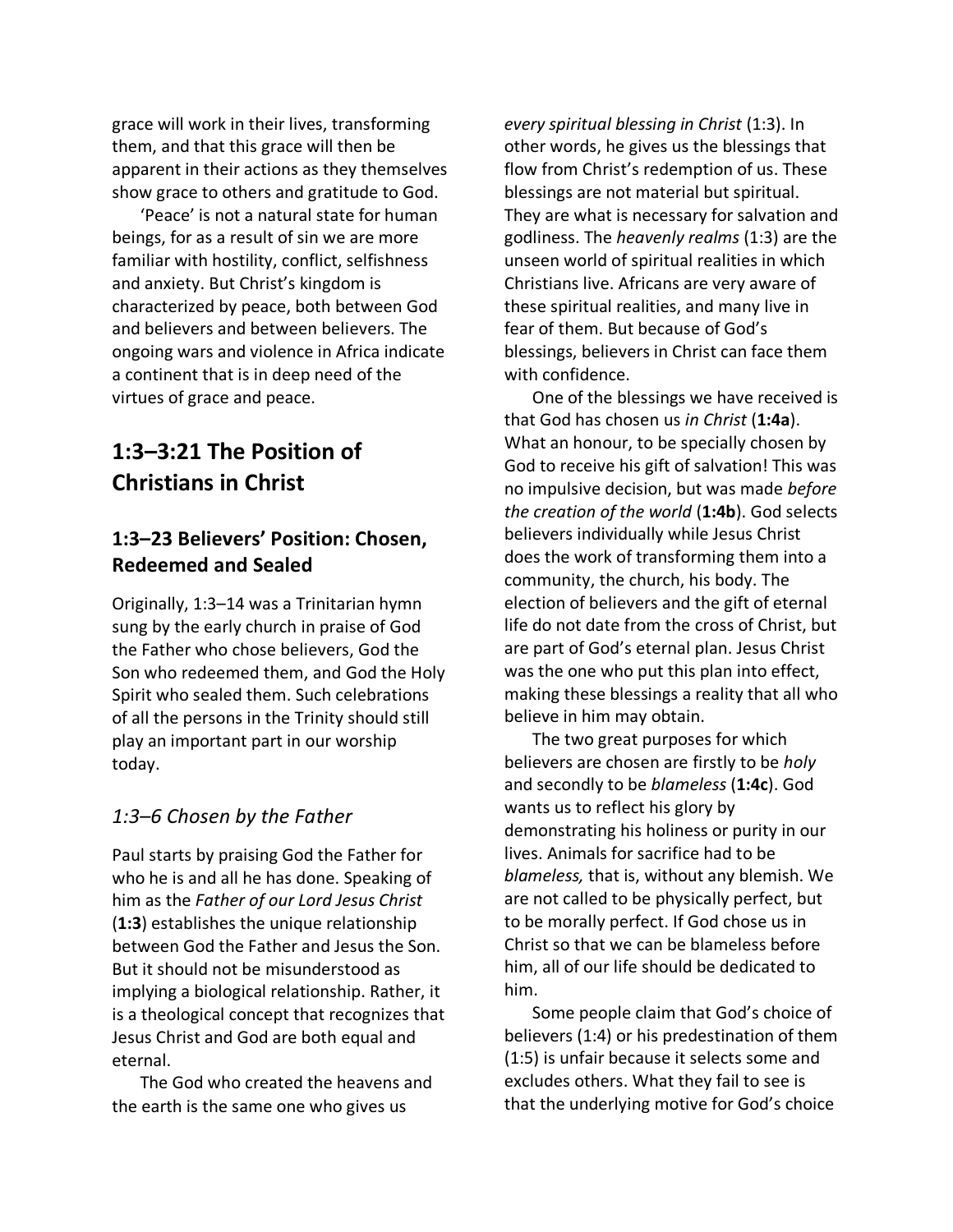grace will work in their lives, transforming them, and that this grace will then be apparent in their actions as they themselves show grace to others and gratitude to God.

'Peace' is not a natural state for human beings, for as a result of sin we are more familiar with hostility, conflict, selfishness and anxiety. But Christ's kingdom is characterized by peace, both between God and believers and between believers. The ongoing wars and violence in Africa indicate a continent that is in deep need of the virtues of grace and peace.

## 1:3–3:21 The Position of Christians in Christ

### 1:3–23 Believers' Position: Chosen, Redeemed and Sealed

Originally, 1:3–14 was a Trinitarian hymn sung by the early church in praise of God the Father who chose believers, God the Son who redeemed them, and God the Holy Spirit who sealed them. Such celebrations of all the persons in the Trinity should still play an important part in our worship today.

#### *1:3–6 Chosen by the Father*

Paul starts by praising God the Father for who he is and all he has done. Speaking of him as the *Father of our Lord Jesus Christ* (**1:3**) establishes the unique relationship between God the Father and Jesus the Son. But it should not be misunderstood as implying a biological relationship. Rather, it is a theological concept that recognizes that Jesus Christ and God are both equal and eternal.

The God who created the heavens and the earth is the same one who gives us *every spiritual blessing in Christ* (1:3). In other words, he gives us the blessings that flow from Christ's redemption of us. These blessings are not material but spiritual. They are what is necessary for salvation and godliness. The *heavenly realms* (1:3) are the unseen world of spiritual realities in which Christians live. Africans are very aware of these spiritual realities, and many live in fear of them. But because of God's blessings, believers in Christ can face them with confidence.

One of the blessings we have received is that God has chosen us *in Christ* (**1:4a**). What an honour, to be specially chosen by God to receive his gift of salvation! This was no impulsive decision, but was made *before the creation of the world* (**1:4b**). God selects believers individually while Jesus Christ does the work of transforming them into a community, the church, his body. The election of believers and the gift of eternal life do not date from the cross of Christ, but are part of God's eternal plan. Jesus Christ was the one who put this plan into effect, making these blessings a reality that all who believe in him may obtain.

The two great purposes for which believers are chosen are firstly to be *holy* and secondly to be *blameless* (**1:4c**). God wants us to reflect his glory by demonstrating his holiness or purity in our lives. Animals for sacrifice had to be *blameless,* that is, without any blemish. We are not called to be physically perfect, but to be morally perfect. If God chose us in Christ so that we can be blameless before him, all of our life should be dedicated to him.

Some people claim that God's choice of believers (1:4) or his predestination of them (1:5) is unfair because it selects some and excludes others. What they fail to see is that the underlying motive for God's choice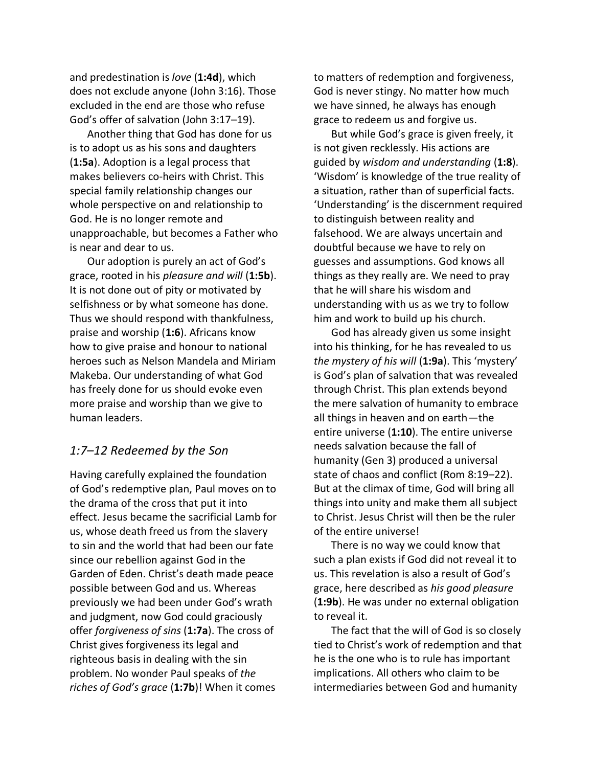and predestination is *love* (**1:4d**), which does not exclude anyone (John 3:16). Those excluded in the end are those who refuse God's offer of salvation (John 3:17–19).

Another thing that God has done for us is to adopt us as his sons and daughters (**1:5a**). Adoption is a legal process that makes believers co-heirs with Christ. This special family relationship changes our whole perspective on and relationship to God. He is no longer remote and unapproachable, but becomes a Father who is near and dear to us.

Our adoption is purely an act of God's grace, rooted in his *pleasure and will* (**1:5b**). It is not done out of pity or motivated by selfishness or by what someone has done. Thus we should respond with thankfulness, praise and worship (**1:6**). Africans know how to give praise and honour to national heroes such as Nelson Mandela and Miriam Makeba. Our understanding of what God has freely done for us should evoke even more praise and worship than we give to human leaders.

## *1:7–12 Redeemed by the Son*

Having carefully explained the foundation of God's redemptive plan, Paul moves on to the drama of the cross that put it into effect. Jesus became the sacrificial Lamb for us, whose death freed us from the slavery to sin and the world that had been our fate since our rebellion against God in the Garden of Eden. Christ's death made peace possible between God and us. Whereas previously we had been under God's wrath and judgment, now God could graciously offer *forgiveness of sins* (**1:7a**). The cross of Christ gives forgiveness its legal and righteous basis in dealing with the sin problem. No wonder Paul speaks of *the riches of God's grace* (**1:7b**)! When it comes to matters of redemption and forgiveness, God is never stingy. No matter how much we have sinned, he always has enough grace to redeem us and forgive us.

But while God's grace is given freely, it is not given recklessly. His actions are guided by *wisdom and understanding* (**1:8**). 'Wisdom' is knowledge of the true reality of a situation, rather than of superficial facts. 'Understanding' is the discernment required to distinguish between reality and falsehood. We are always uncertain and doubtful because we have to rely on guesses and assumptions. God knows all things as they really are. We need to pray that he will share his wisdom and understanding with us as we try to follow him and work to build up his church.

God has already given us some insight into his thinking, for he has revealed to us *the mystery of his will* (**1:9a**). This 'mystery' is God's plan of salvation that was revealed through Christ. This plan extends beyond the mere salvation of humanity to embrace all things in heaven and on earth—the entire universe (**1:10**). The entire universe needs salvation because the fall of humanity (Gen 3) produced a universal state of chaos and conflict (Rom 8:19–22). But at the climax of time, God will bring all things into unity and make them all subject to Christ. Jesus Christ will then be the ruler of the entire universe!

There is no way we could know that such a plan exists if God did not reveal it to us. This revelation is also a result of God's grace, here described as *his good pleasure* (**1:9b**). He was under no external obligation to reveal it.

The fact that the will of God is so closely tied to Christ's work of redemption and that he is the one who is to rule has important implications. All others who claim to be intermediaries between God and humanity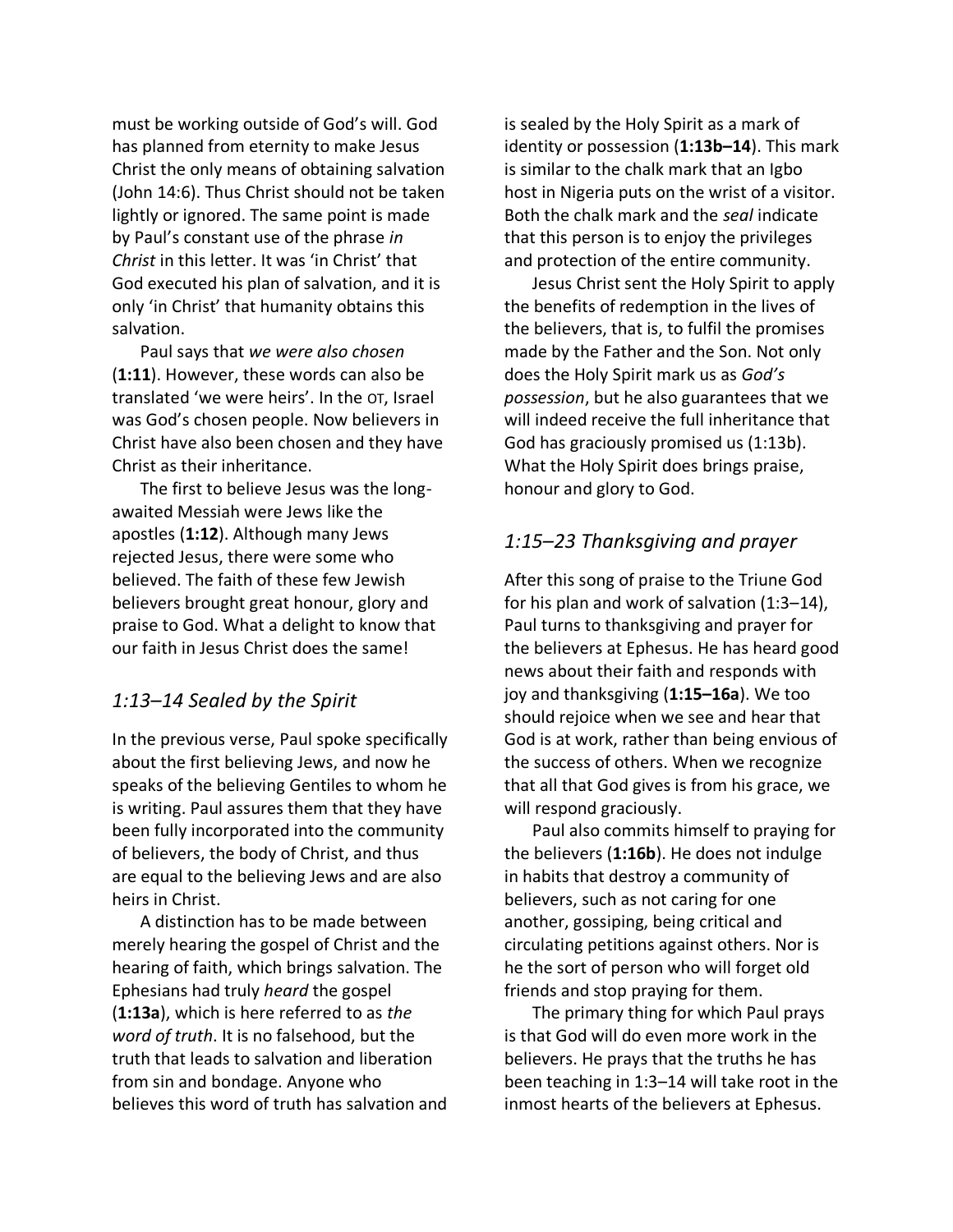must be working outside of God's will. God has planned from eternity to make Jesus Christ the only means of obtaining salvation (John 14:6). Thus Christ should not be taken lightly or ignored. The same point is made by Paul's constant use of the phrase *in Christ* in this letter. It was 'in Christ' that God executed his plan of salvation, and it is only 'in Christ' that humanity obtains this salvation.

Paul says that *we were also chosen* (**1:11**). However, these words can also be translated 'we were heirs'. In the OT, Israel was God's chosen people. Now believers in Christ have also been chosen and they have Christ as their inheritance.

The first to believe Jesus was the long-awaited Messiah were Jews like the apostles (**1:12**). Although many Jews rejected Jesus, there were some who believed. The faith of these few Jewish believers brought great honour, glory and praise to God. What a delight to know that our faith in Jesus Christ does the same!

## *1:13–14 Sealed by the Spirit*

In the previous verse, Paul spoke specifically about the first believing Jews, and now he speaks of the believing Gentiles to whom he is writing. Paul assures them that they have been fully incorporated into the community of believers, the body of Christ, and thus are equal to the believing Jews and are also heirs in Christ.

A distinction has to be made between merely hearing the gospel of Christ and the hearing of faith, which brings salvation. The Ephesians had truly *heard* the gospel (**1:13a**), which is here referred to as *the word of truth*. It is no falsehood, but the truth that leads to salvation and liberation from sin and bondage. Anyone who believes this word of truth has salvation and is sealed by the Holy Spirit as a mark of identity or possession (**1:13b–14**). This mark is similar to the chalk mark that an Igbo host in Nigeria puts on the wrist of a visitor. Both the chalk mark and the *seal* indicate that this person is to enjoy the privileges and protection of the entire community.

Jesus Christ sent the Holy Spirit to apply the benefits of redemption in the lives of the believers, that is, to fulfil the promises made by the Father and the Son. Not only does the Holy Spirit mark us as *God's possession*, but he also guarantees that we will indeed receive the full inheritance that God has graciously promised us (1:13b). What the Holy Spirit does brings praise, honour and glory to God.

## *1:15–23 Thanksgiving and prayer*

After this song of praise to the Triune God for his plan and work of salvation (1:3–14), Paul turns to thanksgiving and prayer for the believers at Ephesus. He has heard good news about their faith and responds with joy and thanksgiving (**1:15–16a**). We too should rejoice when we see and hear that God is at work, rather than being envious of the success of others. When we recognize that all that God gives is from his grace, we will respond graciously.

Paul also commits himself to praying for the believers (**1:16b**). He does not indulge in habits that destroy a community of believers, such as not caring for one another, gossiping, being critical and circulating petitions against others. Nor is he the sort of person who will forget old friends and stop praying for them.

The primary thing for which Paul prays is that God will do even more work in the believers. He prays that the truths he has been teaching in 1:3–14 will take root in the inmost hearts of the believers at Ephesus.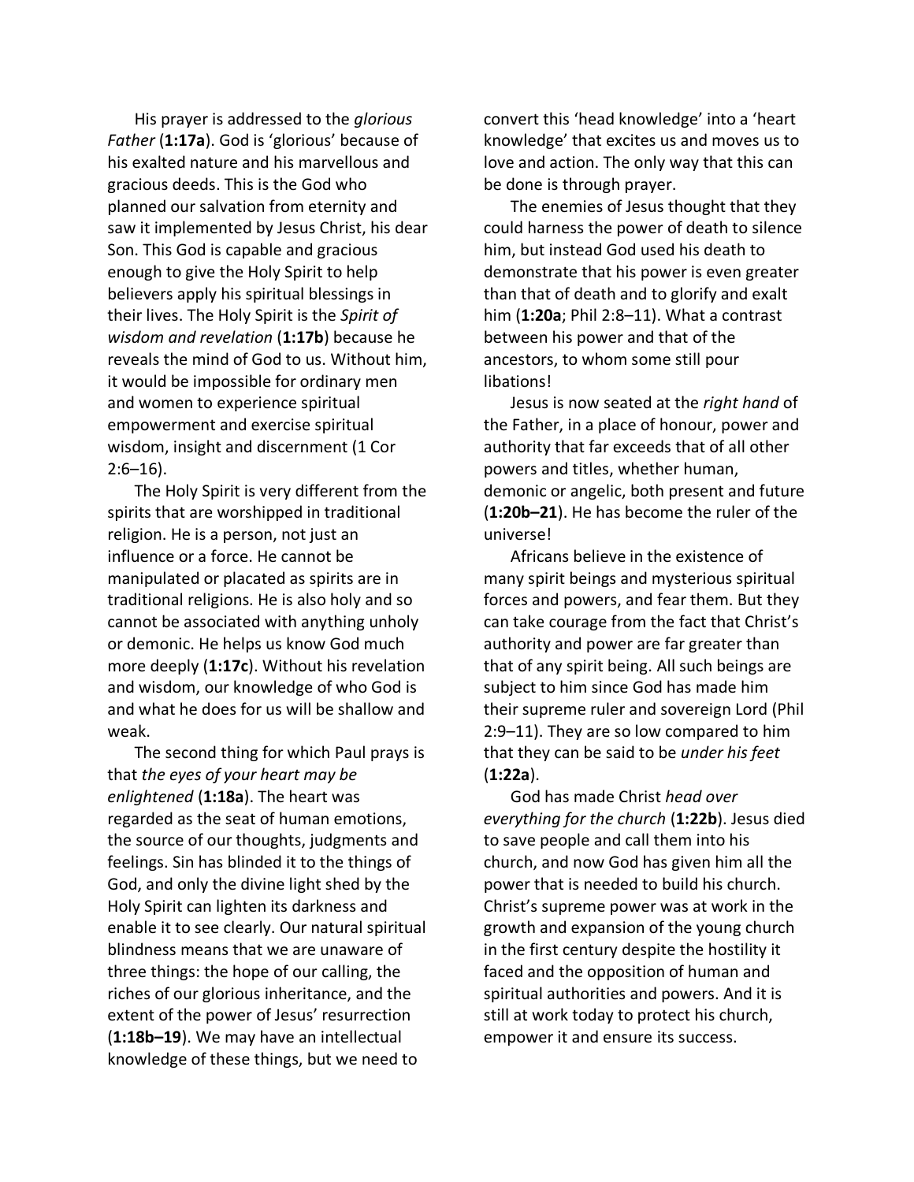His prayer is addressed to the *glorious Father* (**1:17a**). God is 'glorious' because of his exalted nature and his marvellous and gracious deeds. This is the God who planned our salvation from eternity and saw it implemented by Jesus Christ, his dear Son. This God is capable and gracious enough to give the Holy Spirit to help believers apply his spiritual blessings in their lives. The Holy Spirit is the *Spirit of wisdom and revelation* (**1:17b**) because he reveals the mind of God to us. Without him, it would be impossible for ordinary men and women to experience spiritual empowerment and exercise spiritual wisdom, insight and discernment (1 Cor 2:6–16).

The Holy Spirit is very different from the spirits that are worshipped in traditional religion. He is a person, not just an influence or a force. He cannot be manipulated or placated as spirits are in traditional religions. He is also holy and so cannot be associated with anything unholy or demonic. He helps us know God much more deeply (**1:17c**). Without his revelation and wisdom, our knowledge of who God is and what he does for us will be shallow and weak.

The second thing for which Paul prays is that *the eyes of your heart may be enlightened* (**1:18a**). The heart was regarded as the seat of human emotions, the source of our thoughts, judgments and feelings. Sin has blinded it to the things of God, and only the divine light shed by the Holy Spirit can lighten its darkness and enable it to see clearly. Our natural spiritual blindness means that we are unaware of three things: the hope of our calling, the riches of our glorious inheritance, and the extent of the power of Jesus' resurrection (**1:18b–19**). We may have an intellectual knowledge of these things, but we need to convert this 'head knowledge' into a 'heart knowledge' that excites us and moves us to love and action. The only way that this can be done is through prayer.

The enemies of Jesus thought that they could harness the power of death to silence him, but instead God used his death to demonstrate that his power is even greater than that of death and to glorify and exalt him (**1:20a**; Phil 2:8–11). What a contrast between his power and that of the ancestors, to whom some still pour libations!

Jesus is now seated at the *right hand* of the Father, in a place of honour, power and authority that far exceeds that of all other powers and titles, whether human, demonic or angelic, both present and future (**1:20b–21**). He has become the ruler of the universe!

Africans believe in the existence of many spirit beings and mysterious spiritual forces and powers, and fear them. But they can take courage from the fact that Christ's authority and power are far greater than that of any spirit being. All such beings are subject to him since God has made him their supreme ruler and sovereign Lord (Phil 2:9–11). They are so low compared to him that they can be said to be *under his feet* (**1:22a**).

God has made Christ *head over everything for the church* (**1:22b**). Jesus died to save people and call them into his church, and now God has given him all the power that is needed to build his church. Christ's supreme power was at work in the growth and expansion of the young church in the first century despite the hostility it faced and the opposition of human and spiritual authorities and powers. And it is still at work today to protect his church, empower it and ensure its success.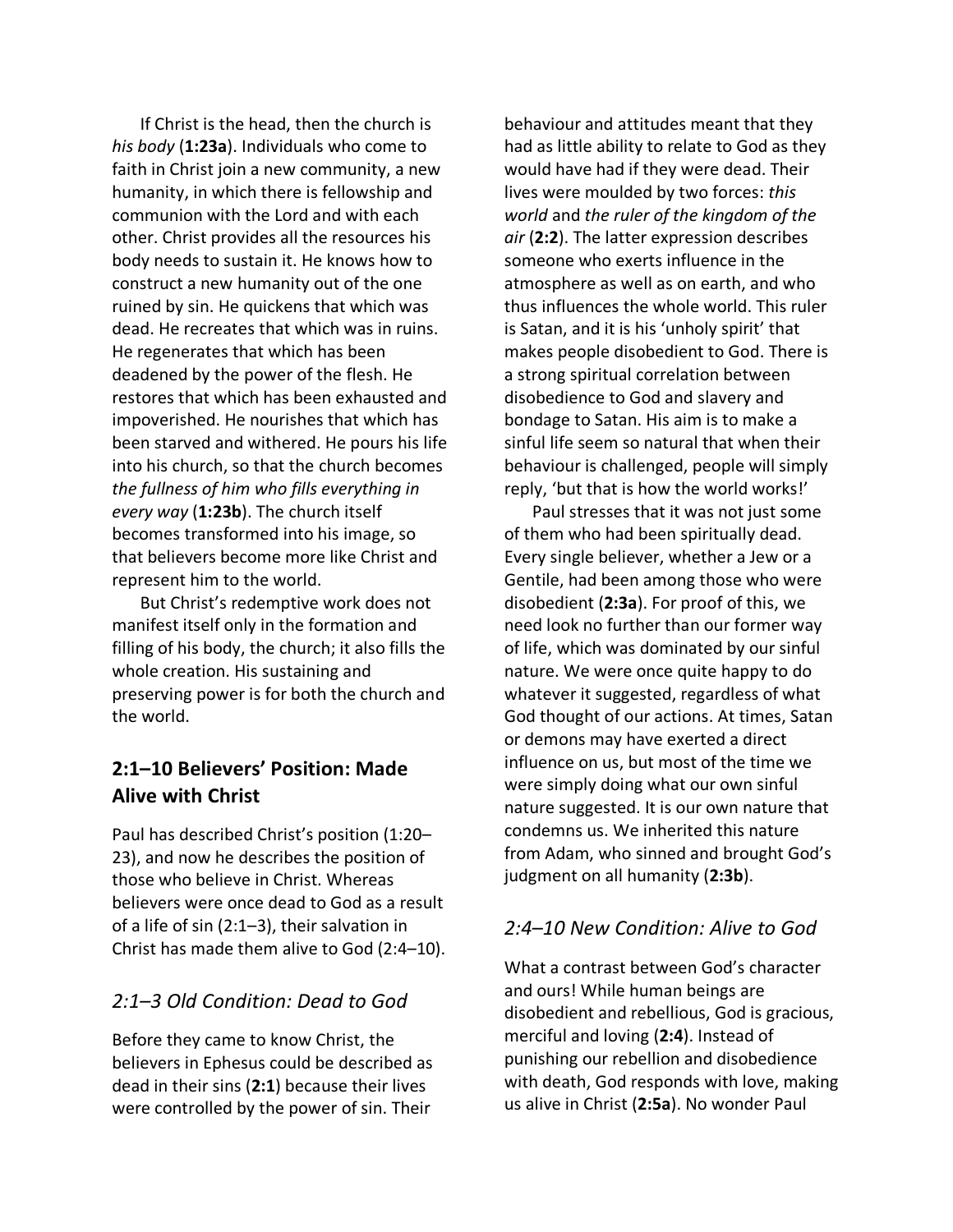If Christ is the head, then the church is *his body* (**1:23a**). Individuals who come to faith in Christ join a new community, a new humanity, in which there is fellowship and communion with the Lord and with each other. Christ provides all the resources his body needs to sustain it. He knows how to construct a new humanity out of the one ruined by sin. He quickens that which was dead. He recreates that which was in ruins. He regenerates that which has been deadened by the power of the flesh. He restores that which has been exhausted and impoverished. He nourishes that which has been starved and withered. He pours his life into his church, so that the church becomes *the fullness of him who fills everything in every way* (**1:23b**). The church itself becomes transformed into his image, so that believers become more like Christ and represent him to the world.

But Christ's redemptive work does not manifest itself only in the formation and filling of his body, the church; it also fills the whole creation. His sustaining and preserving power is for both the church and the world.

## 2:1–10 Believers' Position: Made Alive with Christ

Paul has described Christ's position (1:20–23), and now he describes the position of those who believe in Christ. Whereas believers were once dead to God as a result of a life of sin (2:1–3), their salvation in Christ has made them alive to God (2:4–10).

### *2:1–3 Old Condition: Dead to God*

Before they came to know Christ, the believers in Ephesus could be described as dead in their sins (**2:1**) because their lives were controlled by the power of sin. Their behaviour and attitudes meant that they had as little ability to relate to God as they would have had if they were dead. Their lives were moulded by two forces: *this world* and *the ruler of the kingdom of the air* (**2:2**). The latter expression describes someone who exerts influence in the atmosphere as well as on earth, and who thus influences the whole world. This ruler is Satan, and it is his 'unholy spirit' that makes people disobedient to God. There is a strong spiritual correlation between disobedience to God and slavery and bondage to Satan. His aim is to make a sinful life seem so natural that when their behaviour is challenged, people will simply reply, 'but that is how the world works!'

Paul stresses that it was not just some of them who had been spiritually dead. Every single believer, whether a Jew or a Gentile, had been among those who were disobedient (**2:3a**). For proof of this, we need look no further than our former way of life, which was dominated by our sinful nature. We were once quite happy to do whatever it suggested, regardless of what God thought of our actions. At times, Satan or demons may have exerted a direct influence on us, but most of the time we were simply doing what our own sinful nature suggested. It is our own nature that condemns us. We inherited this nature from Adam, who sinned and brought God's judgment on all humanity (**2:3b**).

### *2:4–10 New Condition: Alive to God*

What a contrast between God's character and ours! While human beings are disobedient and rebellious, God is gracious, merciful and loving (**2:4**). Instead of punishing our rebellion and disobedience with death, God responds with love, making us alive in Christ (**2:5a**). No wonder Paul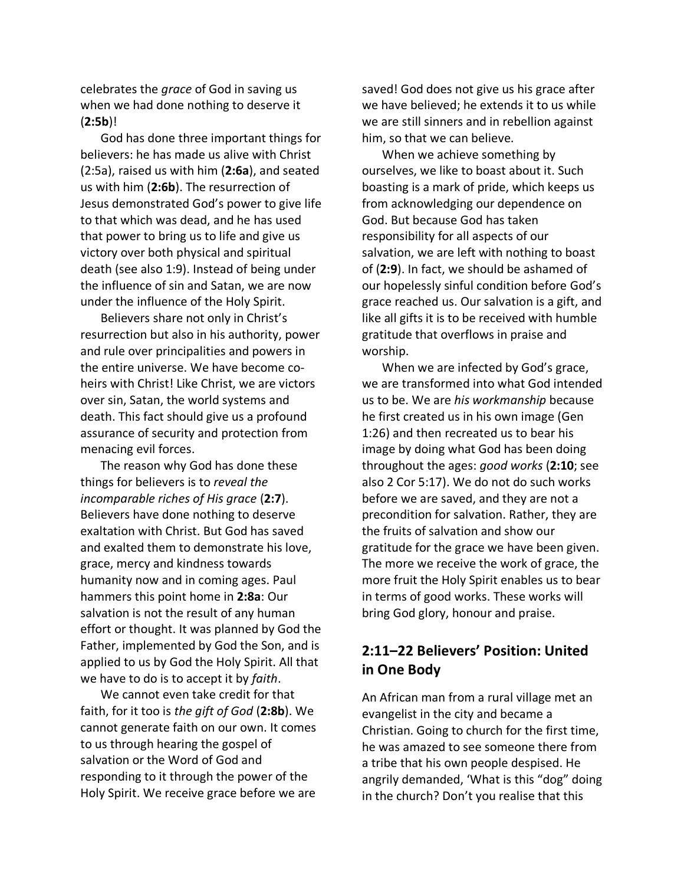celebrates the *grace* of God in saving us when we had done nothing to deserve it (**2:5b**)!

God has done three important things for believers: he has made us alive with Christ (2:5a), raised us with him (**2:6a**), and seated us with him (**2:6b**). The resurrection of Jesus demonstrated God's power to give life to that which was dead, and he has used that power to bring us to life and give us victory over both physical and spiritual death (see also 1:9). Instead of being under the influence of sin and Satan, we are now under the influence of the Holy Spirit.

Believers share not only in Christ's resurrection but also in his authority, power and rule over principalities and powers in the entire universe. We have become co-heirs with Christ! Like Christ, we are victors over sin, Satan, the world systems and death. This fact should give us a profound assurance of security and protection from menacing evil forces.

The reason why God has done these things for believers is to *reveal the incomparable riches of His grace* (**2:7**). Believers have done nothing to deserve exaltation with Christ. But God has saved and exalted them to demonstrate his love, grace, mercy and kindness towards humanity now and in coming ages. Paul hammers this point home in **2:8a**: Our salvation is not the result of any human effort or thought. It was planned by God the Father, implemented by God the Son, and is applied to us by God the Holy Spirit. All that we have to do is to accept it by *faith*.

We cannot even take credit for that faith, for it too is *the gift of God* (**2:8b**). We cannot generate faith on our own. It comes to us through hearing the gospel of salvation or the Word of God and responding to it through the power of the Holy Spirit. We receive grace before we are saved! God does not give us his grace after we have believed; he extends it to us while we are still sinners and in rebellion against him, so that we can believe.

When we achieve something by ourselves, we like to boast about it. Such boasting is a mark of pride, which keeps us from acknowledging our dependence on God. But because God has taken responsibility for all aspects of our salvation, we are left with nothing to boast of (**2:9**). In fact, we should be ashamed of our hopelessly sinful condition before God's grace reached us. Our salvation is a gift, and like all gifts it is to be received with humble gratitude that overflows in praise and worship.

When we are infected by God's grace, we are transformed into what God intended us to be. We are *his workmanship* because he first created us in his own image (Gen 1:26) and then recreated us to bear his image by doing what God has been doing throughout the ages: *good works* (**2:10**; see also 2 Cor 5:17). We do not do such works before we are saved, and they are not a precondition for salvation. Rather, they are the fruits of salvation and show our gratitude for the grace we have been given. The more we receive the work of grace, the more fruit the Holy Spirit enables us to bear in terms of good works. These works will bring God glory, honour and praise.

## 2:11–22 Believers' Position: United in One Body

An African man from a rural village met an evangelist in the city and became a Christian. Going to church for the first time, he was amazed to see someone there from a tribe that his own people despised. He angrily demanded, 'What is this "dog" doing in the church? Don't you realise that this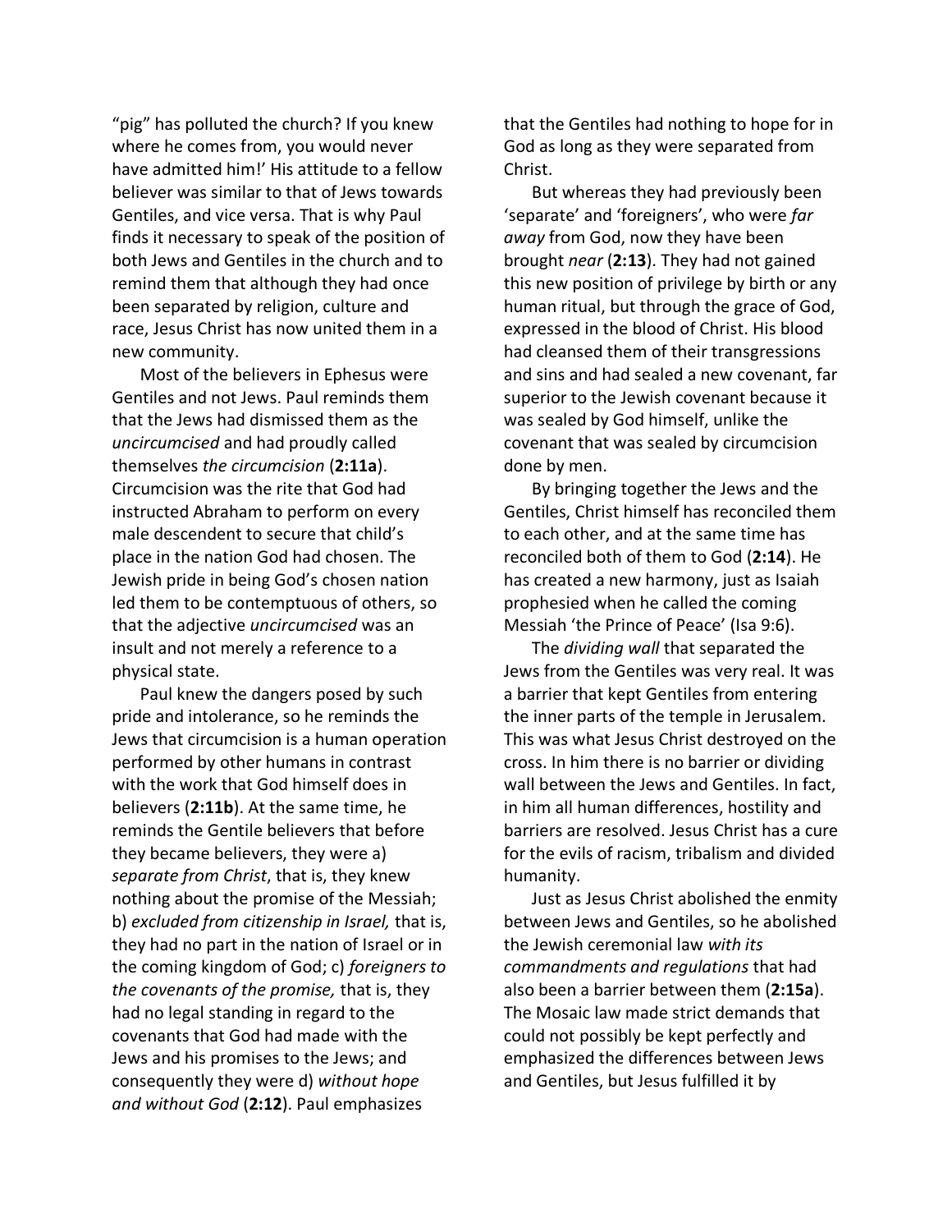"pig" has polluted the church? If you knew where he comes from, you would never have admitted him!' His attitude to a fellow believer was similar to that of Jews towards Gentiles, and vice versa. That is why Paul finds it necessary to speak of the position of both Jews and Gentiles in the church and to remind them that although they had once been separated by religion, culture and race, Jesus Christ has now united them in a new community.

Most of the believers in Ephesus were Gentiles and not Jews. Paul reminds them that the Jews had dismissed them as the *uncircumcised* and had proudly called themselves *the circumcision* (**2:11a**). Circumcision was the rite that God had instructed Abraham to perform on every male descendent to secure that child's place in the nation God had chosen. The Jewish pride in being God's chosen nation led them to be contemptuous of others, so that the adjective *uncircumcised* was an insult and not merely a reference to a physical state.

Paul knew the dangers posed by such pride and intolerance, so he reminds the Jews that circumcision is a human operation performed by other humans in contrast with the work that God himself does in believers (**2:11b**). At the same time, he reminds the Gentile believers that before they became believers, they were a) *separate from Christ*, that is, they knew nothing about the promise of the Messiah; b) *excluded from citizenship in Israel,* that is, they had no part in the nation of Israel or in the coming kingdom of God; c) *foreigners to the covenants of the promise,* that is, they had no legal standing in regard to the covenants that God had made with the Jews and his promises to the Jews; and consequently they were d) *without hope and without God* (**2:12**). Paul emphasizes that the Gentiles had nothing to hope for in God as long as they were separated from Christ.

But whereas they had previously been 'separate' and 'foreigners', who were *far away* from God, now they have been brought *near* (**2:13**). They had not gained this new position of privilege by birth or any human ritual, but through the grace of God, expressed in the blood of Christ. His blood had cleansed them of their transgressions and sins and had sealed a new covenant, far superior to the Jewish covenant because it was sealed by God himself, unlike the covenant that was sealed by circumcision done by men.

By bringing together the Jews and the Gentiles, Christ himself has reconciled them to each other, and at the same time has reconciled both of them to God (**2:14**). He has created a new harmony, just as Isaiah prophesied when he called the coming Messiah 'the Prince of Peace' (Isa 9:6).

The *dividing wall* that separated the Jews from the Gentiles was very real. It was a barrier that kept Gentiles from entering the inner parts of the temple in Jerusalem. This was what Jesus Christ destroyed on the cross. In him there is no barrier or dividing wall between the Jews and Gentiles. In fact, in him all human differences, hostility and barriers are resolved. Jesus Christ has a cure for the evils of racism, tribalism and divided humanity.

Just as Jesus Christ abolished the enmity between Jews and Gentiles, so he abolished the Jewish ceremonial law *with its commandments and regulations* that had also been a barrier between them (**2:15a**). The Mosaic law made strict demands that could not possibly be kept perfectly and emphasized the differences between Jews and Gentiles, but Jesus fulfilled it by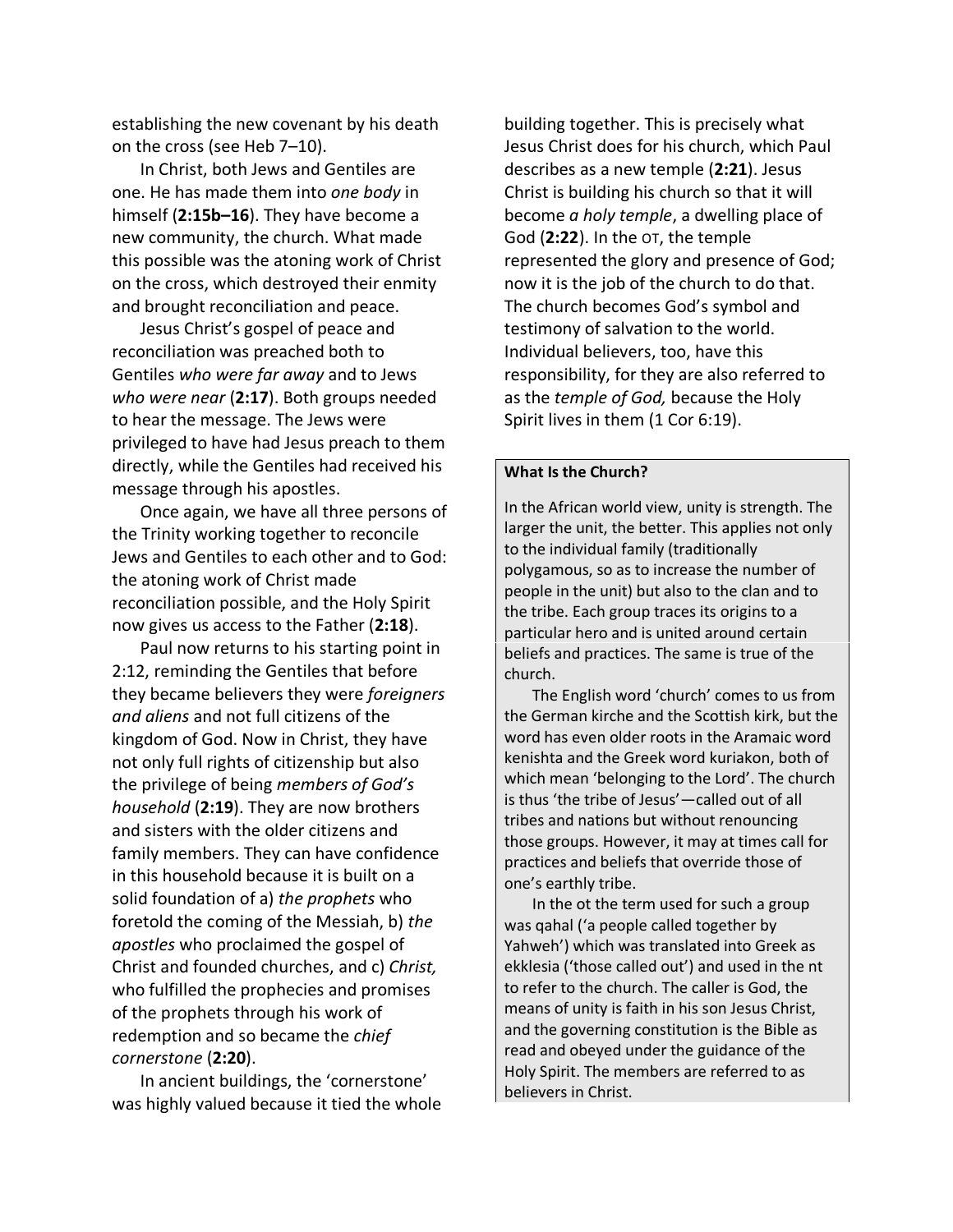establishing the new covenant by his death on the cross (see Heb 7–10).

In Christ, both Jews and Gentiles are one. He has made them into *one body* in himself (**2:15b–16**). They have become a new community, the church. What made this possible was the atoning work of Christ on the cross, which destroyed their enmity and brought reconciliation and peace.

Jesus Christ's gospel of peace and reconciliation was preached both to Gentiles *who were far away* and to Jews *who were near* (**2:17**). Both groups needed to hear the message. The Jews were privileged to have had Jesus preach to them directly, while the Gentiles had received his message through his apostles.

Once again, we have all three persons of the Trinity working together to reconcile Jews and Gentiles to each other and to God: the atoning work of Christ made reconciliation possible, and the Holy Spirit now gives us access to the Father (**2:18**).

Paul now returns to his starting point in 2:12, reminding the Gentiles that before they became believers they were *foreigners and aliens* and not full citizens of the kingdom of God. Now in Christ, they have not only full rights of citizenship but also the privilege of being *members of God's household* (**2:19**). They are now brothers and sisters with the older citizens and family members. They can have confidence in this household because it is built on a solid foundation of a) *the prophets* who foretold the coming of the Messiah, b) *the apostles* who proclaimed the gospel of Christ and founded churches, and c) *Christ,* who fulfilled the prophecies and promises of the prophets through his work of redemption and so became the *chief cornerstone* (**2:20**).

In ancient buildings, the 'cornerstone' was highly valued because it tied the whole building together. This is precisely what Jesus Christ does for his church, which Paul describes as a new temple (**2:21**). Jesus Christ is building his church so that it will become *a holy temple*, a dwelling place of God (**2:22**). In the OT, the temple represented the glory and presence of God; now it is the job of the church to do that. The church becomes God's symbol and testimony of salvation to the world. Individual believers, too, have this responsibility, for they are also referred to as the *temple of God,* because the Holy Spirit lives in them (1 Cor 6:19).

**What Is the Church?**

In the African world view, unity is strength. The larger the unit, the better. This applies not only to the individual family (traditionally polygamous, so as to increase the number of people in the unit) but also to the clan and to the tribe. Each group traces its origins to a particular hero and is united around certain beliefs and practices. The same is true of the church.

The English word 'church' comes to us from the German kirche and the Scottish kirk, but the word has even older roots in the Aramaic word kenishta and the Greek word kuriakon, both of which mean 'belonging to the Lord'. The church is thus 'the tribe of Jesus'—called out of all tribes and nations but without renouncing those groups. However, it may at times call for practices and beliefs that override those of one's earthly tribe.

In the ot the term used for such a group was qahal ('a people called together by Yahweh') which was translated into Greek as ekklesia ('those called out') and used in the nt to refer to the church. The caller is God, the means of unity is faith in his son Jesus Christ, and the governing constitution is the Bible as read and obeyed under the guidance of the Holy Spirit. The members are referred to as believers in Christ.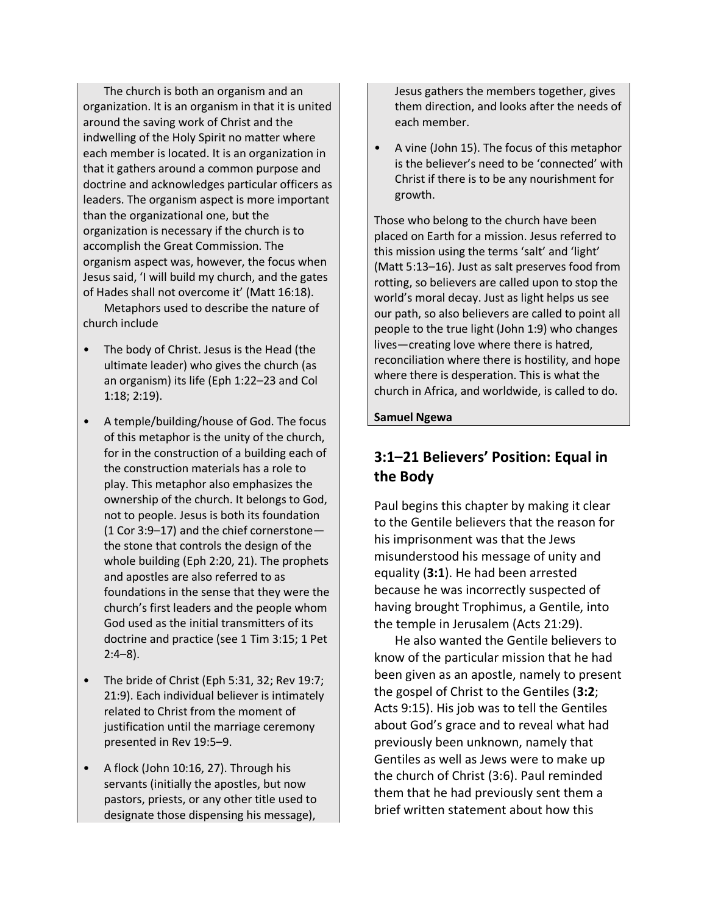The church is both an organism and an organization. It is an organism in that it is united around the saving work of Christ and the indwelling of the Holy Spirit no matter where each member is located. It is an organization in that it gathers around a common purpose and doctrine and acknowledges particular officers as leaders. The organism aspect is more important than the organizational one, but the organization is necessary if the church is to accomplish the Great Commission. The organism aspect was, however, the focus when Jesus said, 'I will build my church, and the gates of Hades shall not overcome it' (Matt 16:18).

Metaphors used to describe the nature of church include

- The body of Christ. Jesus is the Head (the ultimate leader) who gives the church (as an organism) its life (Eph 1:22–23 and Col 1:18; 2:19).
- A temple/building/house of God. The focus of this metaphor is the unity of the church, for in the construction of a building each of the construction materials has a role to play. This metaphor also emphasizes the ownership of the church. It belongs to God, not to people. Jesus is both its foundation (1 Cor 3:9–17) and the chief cornerstone—the stone that controls the design of the whole building (Eph 2:20, 21). The prophets and apostles are also referred to as foundations in the sense that they were the church's first leaders and the people whom God used as the initial transmitters of its doctrine and practice (see 1 Tim 3:15; 1 Pet 2:4–8).
- The bride of Christ (Eph 5:31, 32; Rev 19:7; 21:9). Each individual believer is intimately related to Christ from the moment of justification until the marriage ceremony presented in Rev 19:5–9.
- A flock (John 10:16, 27). Through his servants (initially the apostles, but now pastors, priests, or any other title used to designate those dispensing his message), Jesus gathers the members together, gives them direction, and looks after the needs of each member.
- A vine (John 15). The focus of this metaphor is the believer's need to be 'connected' with Christ if there is to be any nourishment for growth.

Those who belong to the church have been placed on Earth for a mission. Jesus referred to this mission using the terms 'salt' and 'light' (Matt 5:13–16). Just as salt preserves food from rotting, so believers are called upon to stop the world's moral decay. Just as light helps us see our path, so also believers are called to point all people to the true light (John 1:9) who changes lives—creating love where there is hatred, reconciliation where there is hostility, and hope where there is desperation. This is what the church in Africa, and worldwide, is called to do.

**Samuel Ngewa**

## 3:1–21 Believers' Position: Equal in the Body

Paul begins this chapter by making it clear to the Gentile believers that the reason for his imprisonment was that the Jews misunderstood his message of unity and equality (**3:1**). He had been arrested because he was incorrectly suspected of having brought Trophimus, a Gentile, into the temple in Jerusalem (Acts 21:29).

He also wanted the Gentile believers to know of the particular mission that he had been given as an apostle, namely to present the gospel of Christ to the Gentiles (**3:2**; Acts 9:15). His job was to tell the Gentiles about God's grace and to reveal what had previously been unknown, namely that Gentiles as well as Jews were to make up the church of Christ (3:6). Paul reminded them that he had previously sent them a brief written statement about how this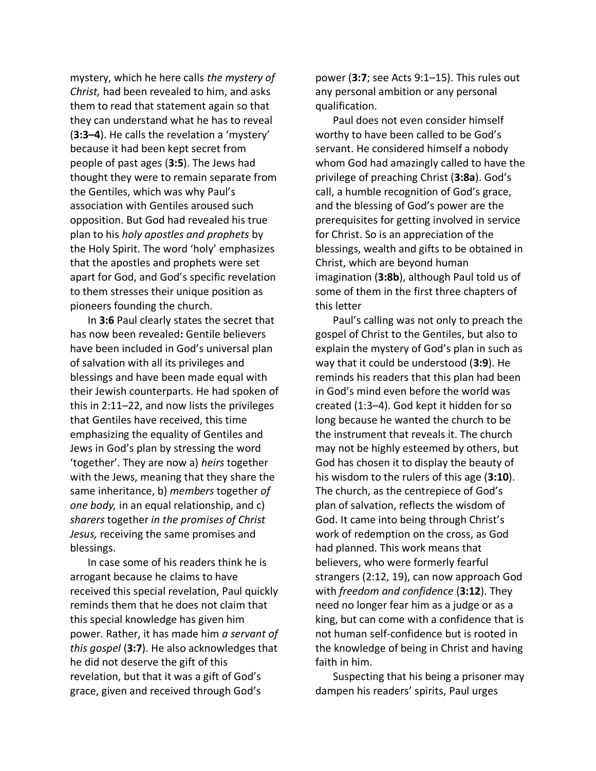mystery, which he here calls *the mystery of Christ,* had been revealed to him, and asks them to read that statement again so that they can understand what he has to reveal (**3:3–4**). He calls the revelation a 'mystery' because it had been kept secret from people of past ages (**3:5**). The Jews had thought they were to remain separate from the Gentiles, which was why Paul's association with Gentiles aroused such opposition. But God had revealed his true plan to his *holy apostles and prophets* by the Holy Spirit. The word 'holy' emphasizes that the apostles and prophets were set apart for God, and God's specific revelation to them stresses their unique position as pioneers founding the church.

In **3:6** Paul clearly states the secret that has now been revealed**:** Gentile believers have been included in God's universal plan of salvation with all its privileges and blessings and have been made equal with their Jewish counterparts. He had spoken of this in 2:11–22, and now lists the privileges that Gentiles have received, this time emphasizing the equality of Gentiles and Jews in God's plan by stressing the word 'together'. They are now a) *heirs* together with the Jews, meaning that they share the same inheritance, b) *members* together *of one body,* in an equal relationship, and c) *sharers* together *in the promises of Christ Jesus,* receiving the same promises and blessings.

In case some of his readers think he is arrogant because he claims to have received this special revelation, Paul quickly reminds them that he does not claim that this special knowledge has given him power. Rather, it has made him *a servant of this gospel* (**3:7**). He also acknowledges that he did not deserve the gift of this revelation, but that it was a gift of God's grace, given and received through God's power (**3:7**; see Acts 9:1–15). This rules out any personal ambition or any personal qualification.

Paul does not even consider himself worthy to have been called to be God's servant. He considered himself a nobody whom God had amazingly called to have the privilege of preaching Christ (**3:8a**). God's call, a humble recognition of God's grace, and the blessing of God's power are the prerequisites for getting involved in service for Christ. So is an appreciation of the blessings, wealth and gifts to be obtained in Christ, which are beyond human imagination (**3:8b**), although Paul told us of some of them in the first three chapters of this letter

Paul's calling was not only to preach the gospel of Christ to the Gentiles, but also to explain the mystery of God's plan in such as way that it could be understood (**3:9**). He reminds his readers that this plan had been in God's mind even before the world was created (1:3–4). God kept it hidden for so long because he wanted the church to be the instrument that reveals it. The church may not be highly esteemed by others, but God has chosen it to display the beauty of his wisdom to the rulers of this age (**3:10**). The church, as the centrepiece of God's plan of salvation, reflects the wisdom of God. It came into being through Christ's work of redemption on the cross, as God had planned. This work means that believers, who were formerly fearful strangers (2:12, 19), can now approach God with *freedom and confidence* (**3:12**). They need no longer fear him as a judge or as a king, but can come with a confidence that is not human self-confidence but is rooted in the knowledge of being in Christ and having faith in him.

Suspecting that his being a prisoner may dampen his readers' spirits, Paul urges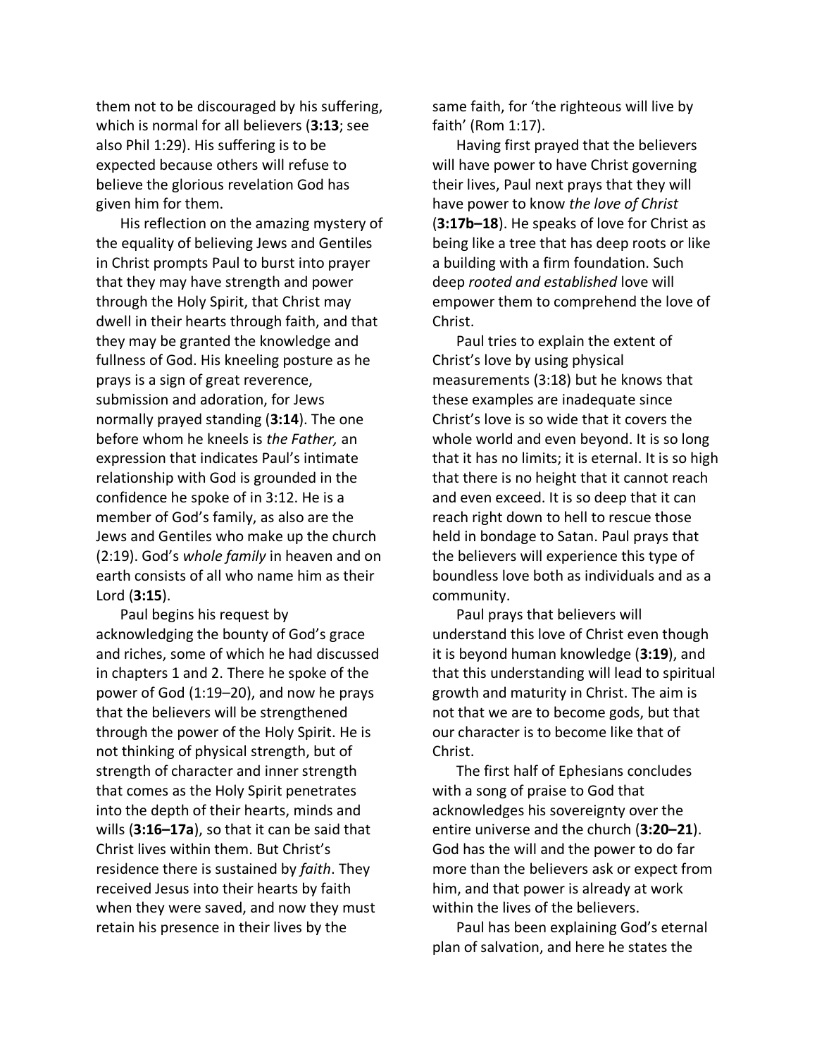them not to be discouraged by his suffering, which is normal for all believers (**3:13**; see also Phil 1:29). His suffering is to be expected because others will refuse to believe the glorious revelation God has given him for them.

His reflection on the amazing mystery of the equality of believing Jews and Gentiles in Christ prompts Paul to burst into prayer that they may have strength and power through the Holy Spirit, that Christ may dwell in their hearts through faith, and that they may be granted the knowledge and fullness of God. His kneeling posture as he prays is a sign of great reverence, submission and adoration, for Jews normally prayed standing (**3:14**). The one before whom he kneels is *the Father,* an expression that indicates Paul's intimate relationship with God is grounded in the confidence he spoke of in 3:12. He is a member of God's family, as also are the Jews and Gentiles who make up the church (2:19). God's *whole family* in heaven and on earth consists of all who name him as their Lord (**3:15**).

Paul begins his request by acknowledging the bounty of God's grace and riches, some of which he had discussed in chapters 1 and 2. There he spoke of the power of God (1:19–20), and now he prays that the believers will be strengthened through the power of the Holy Spirit. He is not thinking of physical strength, but of strength of character and inner strength that comes as the Holy Spirit penetrates into the depth of their hearts, minds and wills (**3:16–17a**), so that it can be said that Christ lives within them. But Christ's residence there is sustained by *faith*. They received Jesus into their hearts by faith when they were saved, and now they must retain his presence in their lives by the same faith, for 'the righteous will live by faith' (Rom 1:17).

Having first prayed that the believers will have power to have Christ governing their lives, Paul next prays that they will have power to know *the love of Christ* (**3:17b–18**). He speaks of love for Christ as being like a tree that has deep roots or like a building with a firm foundation. Such deep *rooted and established* love will empower them to comprehend the love of Christ.

Paul tries to explain the extent of Christ's love by using physical measurements (3:18) but he knows that these examples are inadequate since Christ's love is so wide that it covers the whole world and even beyond. It is so long that it has no limits; it is eternal. It is so high that there is no height that it cannot reach and even exceed. It is so deep that it can reach right down to hell to rescue those held in bondage to Satan. Paul prays that the believers will experience this type of boundless love both as individuals and as a community.

Paul prays that believers will understand this love of Christ even though it is beyond human knowledge (**3:19**), and that this understanding will lead to spiritual growth and maturity in Christ. The aim is not that we are to become gods, but that our character is to become like that of Christ.

The first half of Ephesians concludes with a song of praise to God that acknowledges his sovereignty over the entire universe and the church (**3:20–21**). God has the will and the power to do far more than the believers ask or expect from him, and that power is already at work within the lives of the believers.

Paul has been explaining God's eternal plan of salvation, and here he states the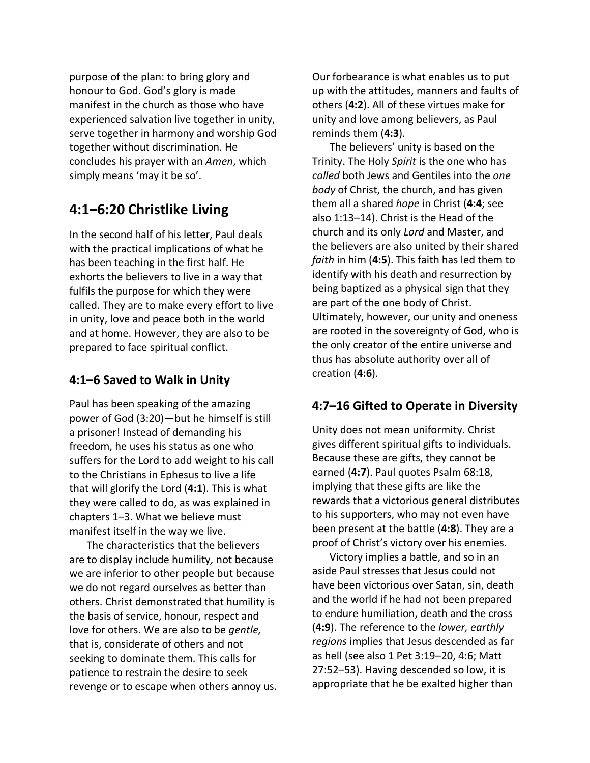purpose of the plan: to bring glory and honour to God. God's glory is made manifest in the church as those who have experienced salvation live together in unity, serve together in harmony and worship God together without discrimination. He concludes his prayer with an *Amen*, which simply means 'may it be so'.

## 4:1–6:20 Christlike Living

In the second half of his letter, Paul deals with the practical implications of what he has been teaching in the first half. He exhorts the believers to live in a way that fulfils the purpose for which they were called. They are to make every effort to live in unity, love and peace both in the world and at home. However, they are also to be prepared to face spiritual conflict.

### 4:1–6 Saved to Walk in Unity

Paul has been speaking of the amazing power of God (3:20)—but he himself is still a prisoner! Instead of demanding his freedom, he uses his status as one who suffers for the Lord to add weight to his call to the Christians in Ephesus to live a life that will glorify the Lord (**4:1**). This is what they were called to do, as was explained in chapters 1–3. What we believe must manifest itself in the way we live.

The characteristics that the believers are to display include humility, not because we are inferior to other people but because we do not regard ourselves as better than others. Christ demonstrated that humility is the basis of service, honour, respect and love for others. We are also to be *gentle,* that is, considerate of others and not seeking to dominate them. This calls for patience to restrain the desire to seek revenge or to escape when others annoy us. Our forbearance is what enables us to put up with the attitudes, manners and faults of others (**4:2**). All of these virtues make for unity and love among believers, as Paul reminds them (**4:3**).

The believers' unity is based on the Trinity. The Holy *Spirit* is the one who has *called* both Jews and Gentiles into the *one body* of Christ, the church, and has given them all a shared *hope* in Christ (**4:4**; see also 1:13–14). Christ is the Head of the church and its only *Lord* and Master, and the believers are also united by their shared *faith* in him (**4:5**). This faith has led them to identify with his death and resurrection by being baptized as a physical sign that they are part of the one body of Christ. Ultimately, however, our unity and oneness are rooted in the sovereignty of God, who is the only creator of the entire universe and thus has absolute authority over all of creation (**4:6**).

### 4:7–16 Gifted to Operate in Diversity

Unity does not mean uniformity. Christ gives different spiritual gifts to individuals. Because these are gifts, they cannot be earned (**4:7**). Paul quotes Psalm 68:18, implying that these gifts are like the rewards that a victorious general distributes to his supporters, who may not even have been present at the battle (**4:8**). They are a proof of Christ's victory over his enemies.

Victory implies a battle, and so in an aside Paul stresses that Jesus could not have been victorious over Satan, sin, death and the world if he had not been prepared to endure humiliation, death and the cross (**4:9**). The reference to the *lower, earthly regions* implies that Jesus descended as far as hell (see also 1 Pet 3:19–20, 4:6; Matt 27:52–53). Having descended so low, it is appropriate that he be exalted higher than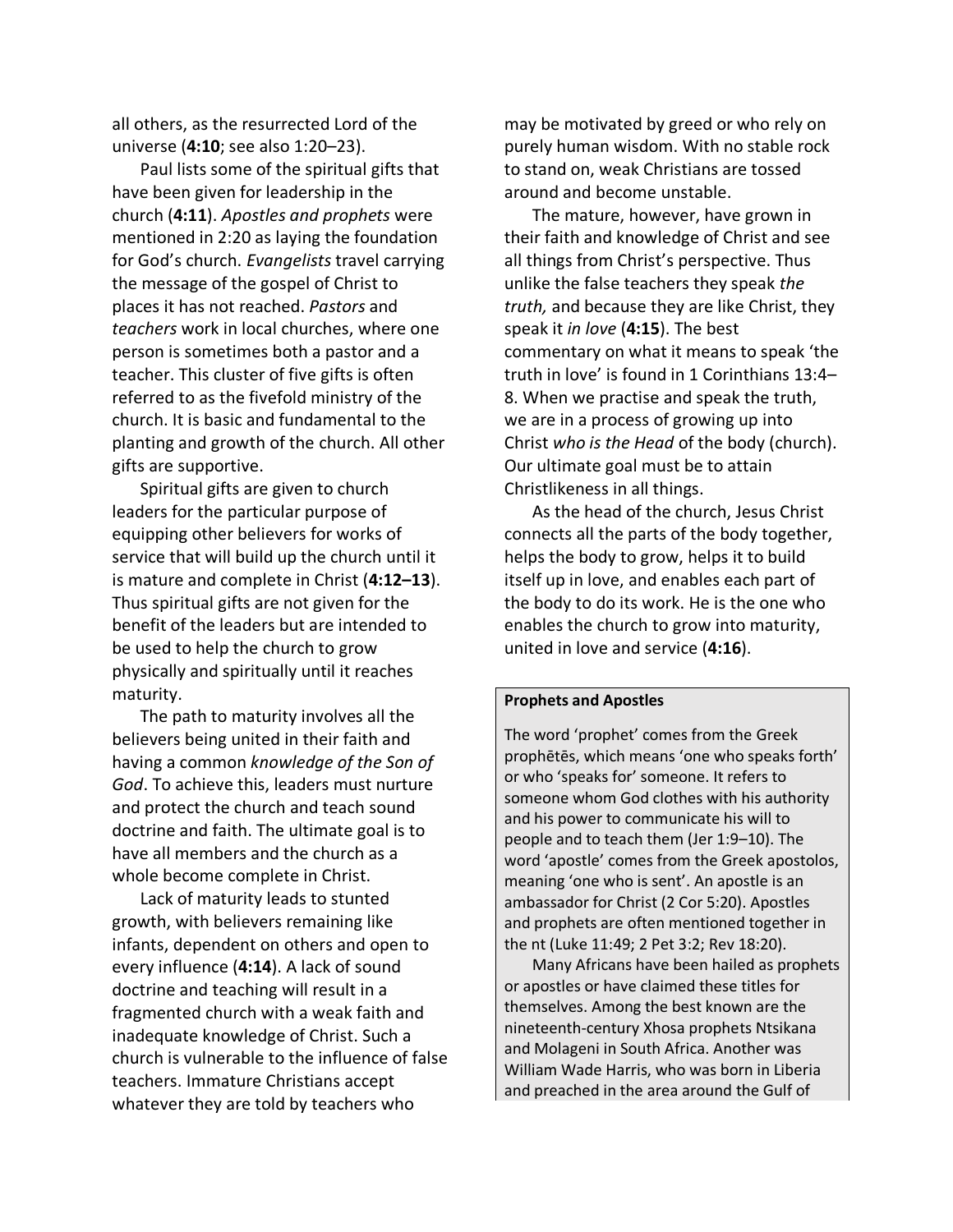all others, as the resurrected Lord of the universe (**4:10**; see also 1:20–23).

Paul lists some of the spiritual gifts that have been given for leadership in the church (**4:11**). *Apostles and prophets* were mentioned in 2:20 as laying the foundation for God's church. *Evangelists* travel carrying the message of the gospel of Christ to places it has not reached. *Pastors* and *teachers* work in local churches, where one person is sometimes both a pastor and a teacher. This cluster of five gifts is often referred to as the fivefold ministry of the church. It is basic and fundamental to the planting and growth of the church. All other gifts are supportive.

Spiritual gifts are given to church leaders for the particular purpose of equipping other believers for works of service that will build up the church until it is mature and complete in Christ (**4:12–13**). Thus spiritual gifts are not given for the benefit of the leaders but are intended to be used to help the church to grow physically and spiritually until it reaches maturity.

The path to maturity involves all the believers being united in their faith and having a common *knowledge of the Son of God*. To achieve this, leaders must nurture and protect the church and teach sound doctrine and faith. The ultimate goal is to have all members and the church as a whole become complete in Christ.

Lack of maturity leads to stunted growth, with believers remaining like infants, dependent on others and open to every influence (**4:14**). A lack of sound doctrine and teaching will result in a fragmented church with a weak faith and inadequate knowledge of Christ. Such a church is vulnerable to the influence of false teachers. Immature Christians accept whatever they are told by teachers who may be motivated by greed or who rely on purely human wisdom. With no stable rock to stand on, weak Christians are tossed around and become unstable.

The mature, however, have grown in their faith and knowledge of Christ and see all things from Christ's perspective. Thus unlike the false teachers they speak *the truth,* and because they are like Christ, they speak it *in love* (**4:15**). The best commentary on what it means to speak 'the truth in love' is found in 1 Corinthians 13:4–8. When we practise and speak the truth, we are in a process of growing up into Christ *who is the Head* of the body (church). Our ultimate goal must be to attain Christlikeness in all things.

As the head of the church, Jesus Christ connects all the parts of the body together, helps the body to grow, helps it to build itself up in love, and enables each part of the body to do its work. He is the one who enables the church to grow into maturity, united in love and service (**4:16**).

**Prophets and Apostles**

The word 'prophet' comes from the Greek prophētēs, which means 'one who speaks forth' or who 'speaks for' someone. It refers to someone whom God clothes with his authority and his power to communicate his will to people and to teach them (Jer 1:9–10). The word 'apostle' comes from the Greek apostolos, meaning 'one who is sent'. An apostle is an ambassador for Christ (2 Cor 5:20). Apostles and prophets are often mentioned together in the nt (Luke 11:49; 2 Pet 3:2; Rev 18:20).

Many Africans have been hailed as prophets or apostles or have claimed these titles for themselves. Among the best known are the nineteenth-century Xhosa prophets Ntsikana and Molageni in South Africa. Another was William Wade Harris, who was born in Liberia and preached in the area around the Gulf of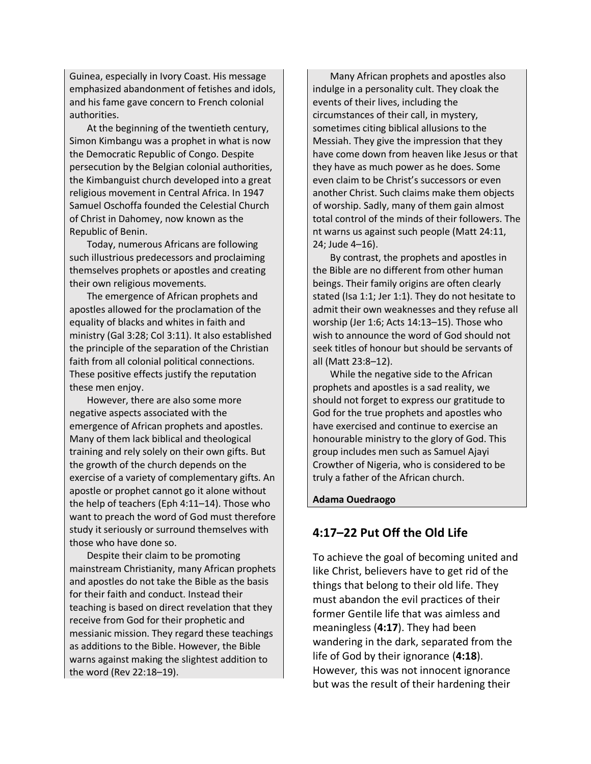Guinea, especially in Ivory Coast. His message emphasized abandonment of fetishes and idols, and his fame gave concern to French colonial authorities.

At the beginning of the twentieth century, Simon Kimbangu was a prophet in what is now the Democratic Republic of Congo. Despite persecution by the Belgian colonial authorities, the Kimbanguist church developed into a great religious movement in Central Africa. In 1947 Samuel Oschoffa founded the Celestial Church of Christ in Dahomey, now known as the Republic of Benin.

Today, numerous Africans are following such illustrious predecessors and proclaiming themselves prophets or apostles and creating their own religious movements.

The emergence of African prophets and apostles allowed for the proclamation of the equality of blacks and whites in faith and ministry (Gal 3:28; Col 3:11). It also established the principle of the separation of the Christian faith from all colonial political connections. These positive effects justify the reputation these men enjoy.

However, there are also some more negative aspects associated with the emergence of African prophets and apostles. Many of them lack biblical and theological training and rely solely on their own gifts. But the growth of the church depends on the exercise of a variety of complementary gifts. An apostle or prophet cannot go it alone without the help of teachers (Eph 4:11–14). Those who want to preach the word of God must therefore study it seriously or surround themselves with those who have done so.

Despite their claim to be promoting mainstream Christianity, many African prophets and apostles do not take the Bible as the basis for their faith and conduct. Instead their teaching is based on direct revelation that they receive from God for their prophetic and messianic mission. They regard these teachings as additions to the Bible. However, the Bible warns against making the slightest addition to the word (Rev 22:18–19).

Many African prophets and apostles also indulge in a personality cult. They cloak the events of their lives, including the circumstances of their call, in mystery, sometimes citing biblical allusions to the Messiah. They give the impression that they have come down from heaven like Jesus or that they have as much power as he does. Some even claim to be Christ's successors or even another Christ. Such claims make them objects of worship. Sadly, many of them gain almost total control of the minds of their followers. The nt warns us against such people (Matt 24:11, 24; Jude 4–16).

By contrast, the prophets and apostles in the Bible are no different from other human beings. Their family origins are often clearly stated (Isa 1:1; Jer 1:1). They do not hesitate to admit their own weaknesses and they refuse all worship (Jer 1:6; Acts 14:13–15). Those who wish to announce the word of God should not seek titles of honour but should be servants of all (Matt 23:8–12).

While the negative side to the African prophets and apostles is a sad reality, we should not forget to express our gratitude to God for the true prophets and apostles who have exercised and continue to exercise an honourable ministry to the glory of God. This group includes men such as Samuel Ajayi Crowther of Nigeria, who is considered to be truly a father of the African church.

**Adama Ouedraogo**

## 4:17–22 Put Off the Old Life

To achieve the goal of becoming united and like Christ, believers have to get rid of the things that belong to their old life. They must abandon the evil practices of their former Gentile life that was aimless and meaningless (**4:17**). They had been wandering in the dark, separated from the life of God by their ignorance (**4:18**). However, this was not innocent ignorance but was the result of their hardening their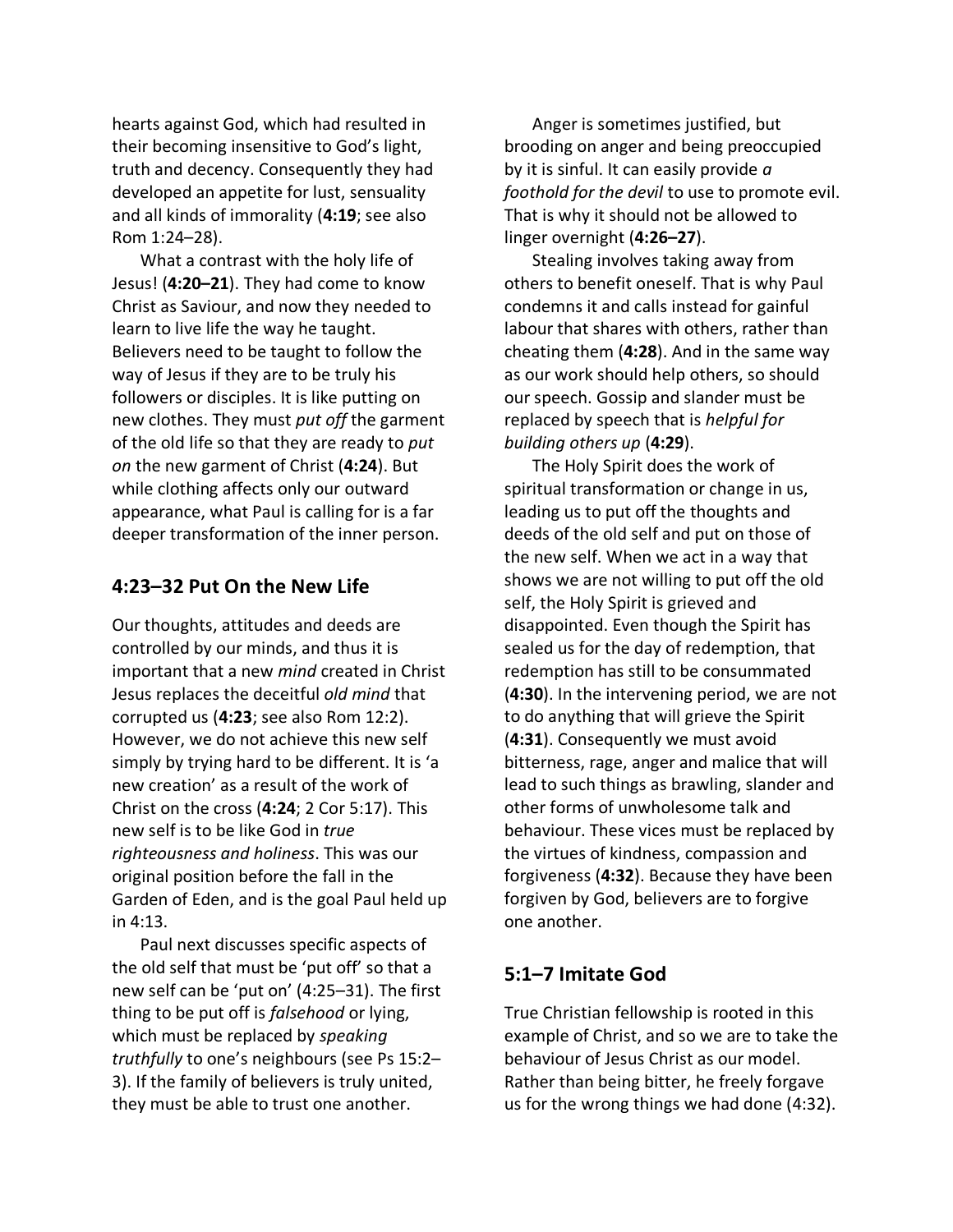hearts against God, which had resulted in their becoming insensitive to God's light, truth and decency. Consequently they had developed an appetite for lust, sensuality and all kinds of immorality (**4:19**; see also Rom 1:24–28).

What a contrast with the holy life of Jesus! (**4:20–21**). They had come to know Christ as Saviour, and now they needed to learn to live life the way he taught. Believers need to be taught to follow the way of Jesus if they are to be truly his followers or disciples. It is like putting on new clothes. They must *put off* the garment of the old life so that they are ready to *put on* the new garment of Christ (**4:24**). But while clothing affects only our outward appearance, what Paul is calling for is a far deeper transformation of the inner person.

## 4:23–32 Put On the New Life

Our thoughts, attitudes and deeds are controlled by our minds, and thus it is important that a new *mind* created in Christ Jesus replaces the deceitful *old mind* that corrupted us (**4:23**; see also Rom 12:2). However, we do not achieve this new self simply by trying hard to be different. It is 'a new creation' as a result of the work of Christ on the cross (**4:24**; 2 Cor 5:17). This new self is to be like God in *true righteousness and holiness*. This was our original position before the fall in the Garden of Eden, and is the goal Paul held up in 4:13.

Paul next discusses specific aspects of the old self that must be 'put off' so that a new self can be 'put on' (4:25–31). The first thing to be put off is *falsehood* or lying, which must be replaced by *speaking truthfully* to one's neighbours (see Ps 15:2–3). If the family of believers is truly united, they must be able to trust one another.

Anger is sometimes justified, but brooding on anger and being preoccupied by it is sinful. It can easily provide *a foothold for the devil* to use to promote evil. That is why it should not be allowed to linger overnight (**4:26–27**).

Stealing involves taking away from others to benefit oneself. That is why Paul condemns it and calls instead for gainful labour that shares with others, rather than cheating them (**4:28**). And in the same way as our work should help others, so should our speech. Gossip and slander must be replaced by speech that is *helpful for building others up* (**4:29**).

The Holy Spirit does the work of spiritual transformation or change in us, leading us to put off the thoughts and deeds of the old self and put on those of the new self. When we act in a way that shows we are not willing to put off the old self, the Holy Spirit is grieved and disappointed. Even though the Spirit has sealed us for the day of redemption, that redemption has still to be consummated (**4:30**). In the intervening period, we are not to do anything that will grieve the Spirit (**4:31**). Consequently we must avoid bitterness, rage, anger and malice that will lead to such things as brawling, slander and other forms of unwholesome talk and behaviour. These vices must be replaced by the virtues of kindness, compassion and forgiveness (**4:32**). Because they have been forgiven by God, believers are to forgive one another.

## 5:1–7 Imitate God

True Christian fellowship is rooted in this example of Christ, and so we are to take the behaviour of Jesus Christ as our model. Rather than being bitter, he freely forgave us for the wrong things we had done (4:32).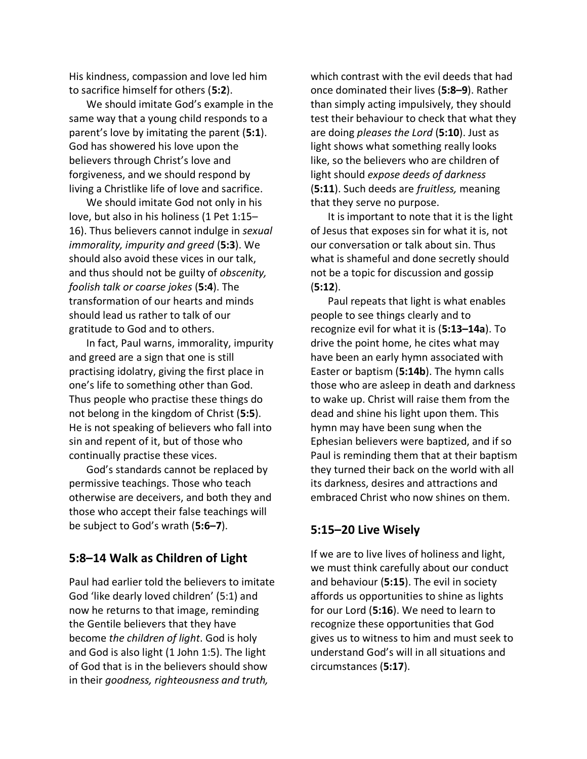His kindness, compassion and love led him to sacrifice himself for others (**5:2**).

We should imitate God's example in the same way that a young child responds to a parent's love by imitating the parent (**5:1**). God has showered his love upon the believers through Christ's love and forgiveness, and we should respond by living a Christlike life of love and sacrifice.

We should imitate God not only in his love, but also in his holiness (1 Pet 1:15–16). Thus believers cannot indulge in *sexual immorality, impurity and greed* (**5:3**). We should also avoid these vices in our talk, and thus should not be guilty of *obscenity, foolish talk or coarse jokes* (**5:4**). The transformation of our hearts and minds should lead us rather to talk of our gratitude to God and to others.

In fact, Paul warns, immorality, impurity and greed are a sign that one is still practising idolatry, giving the first place in one's life to something other than God. Thus people who practise these things do not belong in the kingdom of Christ (**5:5**). He is not speaking of believers who fall into sin and repent of it, but of those who continually practise these vices.

God's standards cannot be replaced by permissive teachings. Those who teach otherwise are deceivers, and both they and those who accept their false teachings will be subject to God's wrath (**5:6–7**).

## 5:8–14 Walk as Children of Light

Paul had earlier told the believers to imitate God 'like dearly loved children' (5:1) and now he returns to that image, reminding the Gentile believers that they have become *the children of light*. God is holy and God is also light (1 John 1:5). The light of God that is in the believers should show in their *goodness, righteousness and truth,* which contrast with the evil deeds that had once dominated their lives (**5:8–9**). Rather than simply acting impulsively, they should test their behaviour to check that what they are doing *pleases the Lord* (**5:10**). Just as light shows what something really looks like, so the believers who are children of light should *expose deeds of darkness* (**5:11**). Such deeds are *fruitless,* meaning that they serve no purpose.

It is important to note that it is the light of Jesus that exposes sin for what it is, not our conversation or talk about sin. Thus what is shameful and done secretly should not be a topic for discussion and gossip (**5:12**).

Paul repeats that light is what enables people to see things clearly and to recognize evil for what it is (**5:13–14a**). To drive the point home, he cites what may have been an early hymn associated with Easter or baptism (**5:14b**). The hymn calls those who are asleep in death and darkness to wake up. Christ will raise them from the dead and shine his light upon them. This hymn may have been sung when the Ephesian believers were baptized, and if so Paul is reminding them that at their baptism they turned their back on the world with all its darkness, desires and attractions and embraced Christ who now shines on them.

## 5:15–20 Live Wisely

If we are to live lives of holiness and light, we must think carefully about our conduct and behaviour (**5:15**). The evil in society affords us opportunities to shine as lights for our Lord (**5:16**). We need to learn to recognize these opportunities that God gives us to witness to him and must seek to understand God's will in all situations and circumstances (**5:17**).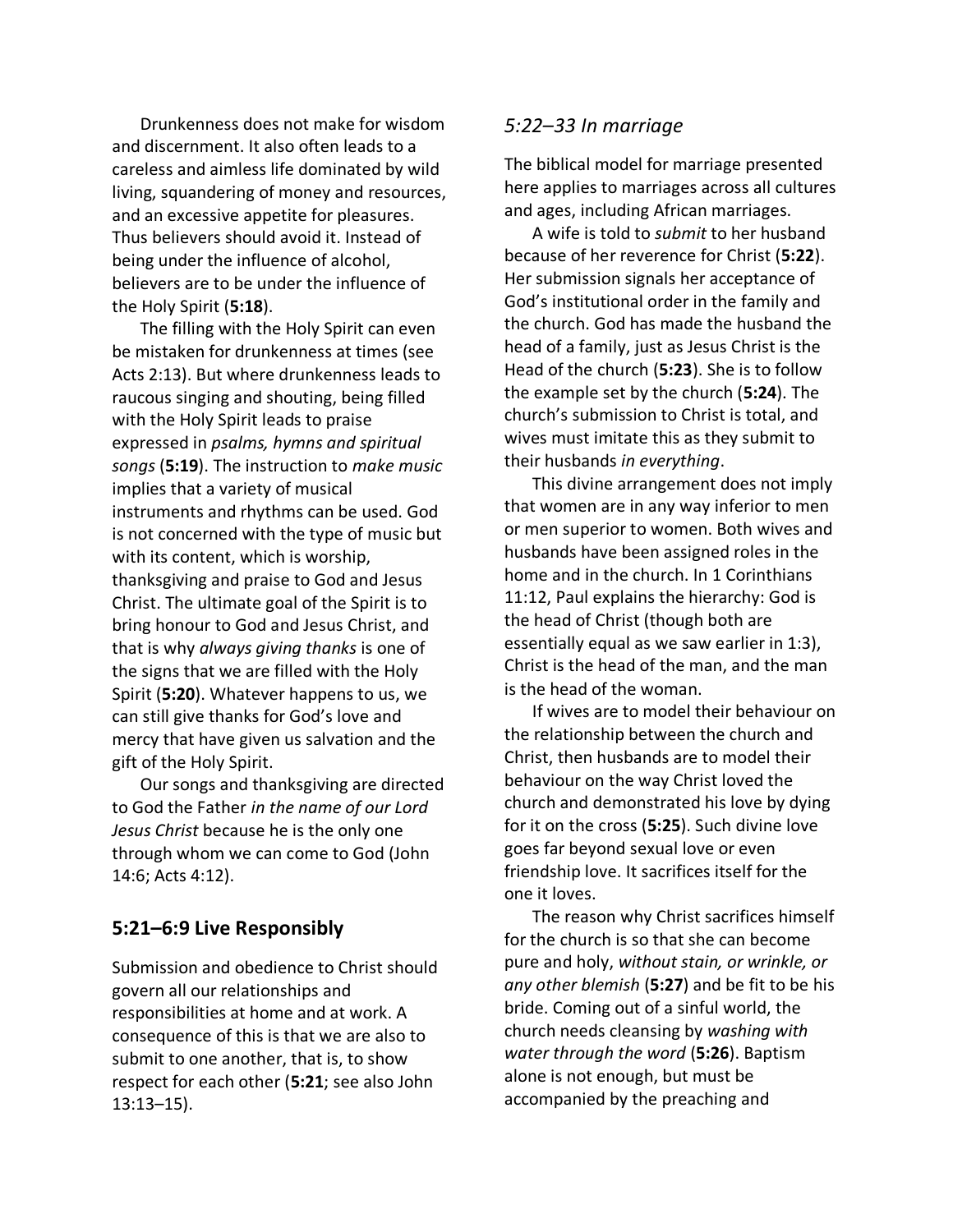Drunkenness does not make for wisdom and discernment. It also often leads to a careless and aimless life dominated by wild living, squandering of money and resources, and an excessive appetite for pleasures. Thus believers should avoid it. Instead of being under the influence of alcohol, believers are to be under the influence of the Holy Spirit (**5:18**).

The filling with the Holy Spirit can even be mistaken for drunkenness at times (see Acts 2:13). But where drunkenness leads to raucous singing and shouting, being filled with the Holy Spirit leads to praise expressed in *psalms, hymns and spiritual songs* (**5:19**). The instruction to *make music* implies that a variety of musical instruments and rhythms can be used. God is not concerned with the type of music but with its content, which is worship, thanksgiving and praise to God and Jesus Christ. The ultimate goal of the Spirit is to bring honour to God and Jesus Christ, and that is why *always giving thanks* is one of the signs that we are filled with the Holy Spirit (**5:20**). Whatever happens to us, we can still give thanks for God's love and mercy that have given us salvation and the gift of the Holy Spirit.

Our songs and thanksgiving are directed to God the Father *in the name of our Lord Jesus Christ* because he is the only one through whom we can come to God (John 14:6; Acts 4:12).

## 5:21–6:9 Live Responsibly

Submission and obedience to Christ should govern all our relationships and responsibilities at home and at work. A consequence of this is that we are also to submit to one another, that is, to show respect for each other (**5:21**; see also John 13:13–15).

### *5:22–33 In marriage*

The biblical model for marriage presented here applies to marriages across all cultures and ages, including African marriages.

A wife is told to *submit* to her husband because of her reverence for Christ (**5:22**). Her submission signals her acceptance of God's institutional order in the family and the church. God has made the husband the head of a family, just as Jesus Christ is the Head of the church (**5:23**). She is to follow the example set by the church (**5:24**). The church's submission to Christ is total, and wives must imitate this as they submit to their husbands *in everything*.

This divine arrangement does not imply that women are in any way inferior to men or men superior to women. Both wives and husbands have been assigned roles in the home and in the church. In 1 Corinthians 11:12, Paul explains the hierarchy: God is the head of Christ (though both are essentially equal as we saw earlier in 1:3), Christ is the head of the man, and the man is the head of the woman.

If wives are to model their behaviour on the relationship between the church and Christ, then husbands are to model their behaviour on the way Christ loved the church and demonstrated his love by dying for it on the cross (**5:25**). Such divine love goes far beyond sexual love or even friendship love. It sacrifices itself for the one it loves.

The reason why Christ sacrifices himself for the church is so that she can become pure and holy, *without stain, or wrinkle, or any other blemish* (**5:27**) and be fit to be his bride. Coming out of a sinful world, the church needs cleansing by *washing with water through the word* (**5:26**). Baptism alone is not enough, but must be accompanied by the preaching and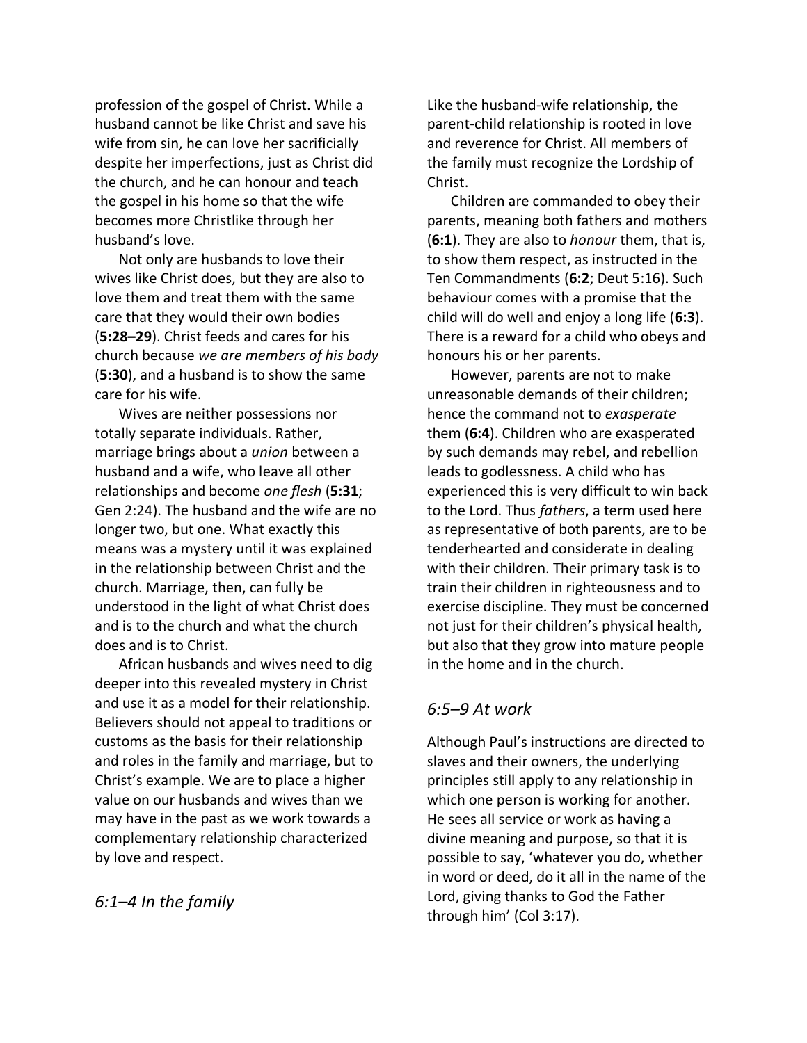profession of the gospel of Christ. While a husband cannot be like Christ and save his wife from sin, he can love her sacrificially despite her imperfections, just as Christ did the church, and he can honour and teach the gospel in his home so that the wife becomes more Christlike through her husband's love.

Not only are husbands to love their wives like Christ does, but they are also to love them and treat them with the same care that they would their own bodies (**5:28–29**). Christ feeds and cares for his church because *we are members of his body* (**5:30**), and a husband is to show the same care for his wife.

Wives are neither possessions nor totally separate individuals. Rather, marriage brings about a *union* between a husband and a wife, who leave all other relationships and become *one flesh* (**5:31**; Gen 2:24). The husband and the wife are no longer two, but one. What exactly this means was a mystery until it was explained in the relationship between Christ and the church. Marriage, then, can fully be understood in the light of what Christ does and is to the church and what the church does and is to Christ.

African husbands and wives need to dig deeper into this revealed mystery in Christ and use it as a model for their relationship. Believers should not appeal to traditions or customs as the basis for their relationship and roles in the family and marriage, but to Christ's example. We are to place a higher value on our husbands and wives than we may have in the past as we work towards a complementary relationship characterized by love and respect.

### *6:1–4 In the family*

Like the husband-wife relationship, the parent-child relationship is rooted in love and reverence for Christ. All members of the family must recognize the Lordship of Christ.

Children are commanded to obey their parents, meaning both fathers and mothers (**6:1**). They are also to *honour* them, that is, to show them respect, as instructed in the Ten Commandments (**6:2**; Deut 5:16). Such behaviour comes with a promise that the child will do well and enjoy a long life (**6:3**). There is a reward for a child who obeys and honours his or her parents.

However, parents are not to make unreasonable demands of their children; hence the command not to *exasperate* them (**6:4**). Children who are exasperated by such demands may rebel, and rebellion leads to godlessness. A child who has experienced this is very difficult to win back to the Lord. Thus *fathers*, a term used here as representative of both parents, are to be tenderhearted and considerate in dealing with their children. Their primary task is to train their children in righteousness and to exercise discipline. They must be concerned not just for their children's physical health, but also that they grow into mature people in the home and in the church.

### *6:5–9 At work*

Although Paul's instructions are directed to slaves and their owners, the underlying principles still apply to any relationship in which one person is working for another. He sees all service or work as having a divine meaning and purpose, so that it is possible to say, 'whatever you do, whether in word or deed, do it all in the name of the Lord, giving thanks to God the Father through him' (Col 3:17).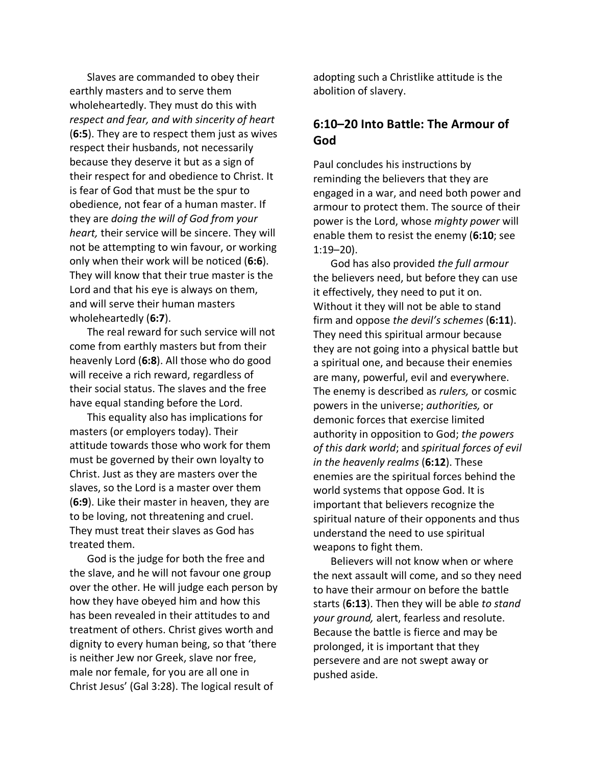Slaves are commanded to obey their earthly masters and to serve them wholeheartedly. They must do this with *respect and fear, and with sincerity of heart* (**6:5**). They are to respect them just as wives respect their husbands, not necessarily because they deserve it but as a sign of their respect for and obedience to Christ. It is fear of God that must be the spur to obedience, not fear of a human master. If they are *doing the will of God from your heart,* their service will be sincere. They will not be attempting to win favour, or working only when their work will be noticed (**6:6**). They will know that their true master is the Lord and that his eye is always on them, and will serve their human masters wholeheartedly (**6:7**).

The real reward for such service will not come from earthly masters but from their heavenly Lord (**6:8**). All those who do good will receive a rich reward, regardless of their social status. The slaves and the free have equal standing before the Lord.

This equality also has implications for masters (or employers today). Their attitude towards those who work for them must be governed by their own loyalty to Christ. Just as they are masters over the slaves, so the Lord is a master over them (**6:9**). Like their master in heaven, they are to be loving, not threatening and cruel. They must treat their slaves as God has treated them.

God is the judge for both the free and the slave, and he will not favour one group over the other. He will judge each person by how they have obeyed him and how this has been revealed in their attitudes to and treatment of others. Christ gives worth and dignity to every human being, so that 'there is neither Jew nor Greek, slave nor free, male nor female, for you are all one in Christ Jesus' (Gal 3:28). The logical result of adopting such a Christlike attitude is the abolition of slavery.

## 6:10–20 Into Battle: The Armour of God

Paul concludes his instructions by reminding the believers that they are engaged in a war, and need both power and armour to protect them. The source of their power is the Lord, whose *mighty power* will enable them to resist the enemy (**6:10**; see 1:19–20).

God has also provided *the full armour* the believers need, but before they can use it effectively, they need to put it on. Without it they will not be able to stand firm and oppose *the devil's schemes* (**6:11**). They need this spiritual armour because they are not going into a physical battle but a spiritual one, and because their enemies are many, powerful, evil and everywhere. The enemy is described as *rulers,* or cosmic powers in the universe; *authorities,* or demonic forces that exercise limited authority in opposition to God; *the powers of this dark world*; and *spiritual forces of evil in the heavenly realms* (**6:12**). These enemies are the spiritual forces behind the world systems that oppose God. It is important that believers recognize the spiritual nature of their opponents and thus understand the need to use spiritual weapons to fight them.

Believers will not know when or where the next assault will come, and so they need to have their armour on before the battle starts (**6:13**). Then they will be able *to stand your ground,* alert, fearless and resolute. Because the battle is fierce and may be prolonged, it is important that they persevere and are not swept away or pushed aside.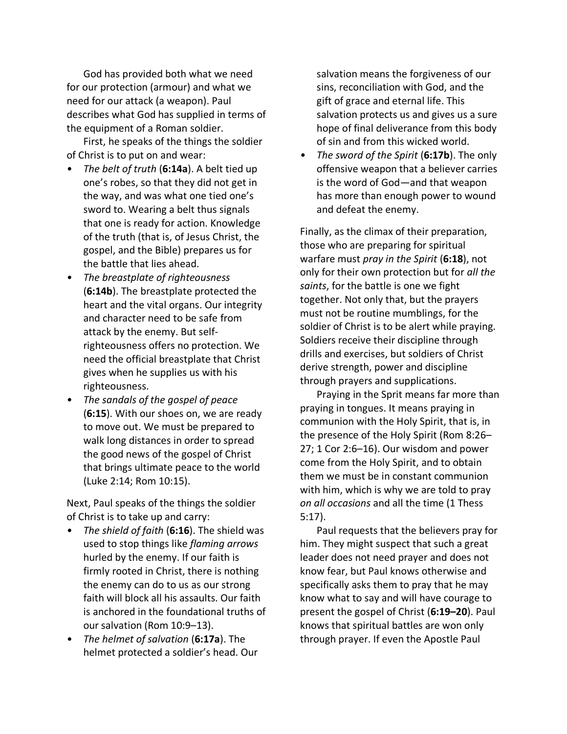God has provided both what we need for our protection (armour) and what we need for our attack (a weapon). Paul describes what God has supplied in terms of the equipment of a Roman soldier.

First, he speaks of the things the soldier of Christ is to put on and wear:

- *The belt of truth* (**6:14a**). A belt tied up one's robes, so that they did not get in the way, and was what one tied one's sword to. Wearing a belt thus signals that one is ready for action. Knowledge of the truth (that is, of Jesus Christ, the gospel, and the Bible) prepares us for the battle that lies ahead.
- *The breastplate of righteousness* (**6:14b**). The breastplate protected the heart and the vital organs. Our integrity and character need to be safe from attack by the enemy. But self-righteousness offers no protection. We need the official breastplate that Christ gives when he supplies us with his righteousness.
- *The sandals of the gospel of peace* (**6:15**). With our shoes on, we are ready to move out. We must be prepared to walk long distances in order to spread the good news of the gospel of Christ that brings ultimate peace to the world (Luke 2:14; Rom 10:15).

Next, Paul speaks of the things the soldier of Christ is to take up and carry:

- *The shield of faith* (**6:16**). The shield was used to stop things like *flaming arrows* hurled by the enemy. If our faith is firmly rooted in Christ, there is nothing the enemy can do to us as our strong faith will block all his assaults. Our faith is anchored in the foundational truths of our salvation (Rom 10:9–13).
- *The helmet of salvation* (**6:17a**). The helmet protected a soldier's head. Our salvation means the forgiveness of our sins, reconciliation with God, and the gift of grace and eternal life. This salvation protects us and gives us a sure hope of final deliverance from this body of sin and from this wicked world.
- *The sword of the Spirit* (**6:17b**). The only offensive weapon that a believer carries is the word of God—and that weapon has more than enough power to wound and defeat the enemy.

Finally, as the climax of their preparation, those who are preparing for spiritual warfare must *pray in the Spirit* (**6:18**), not only for their own protection but for *all the saints*, for the battle is one we fight together. Not only that, but the prayers must not be routine mumblings, for the soldier of Christ is to be alert while praying. Soldiers receive their discipline through drills and exercises, but soldiers of Christ derive strength, power and discipline through prayers and supplications.

Praying in the Sprit means far more than praying in tongues. It means praying in communion with the Holy Spirit, that is, in the presence of the Holy Spirit (Rom 8:26–27; 1 Cor 2:6–16). Our wisdom and power come from the Holy Spirit, and to obtain them we must be in constant communion with him, which is why we are told to pray *on all occasions* and all the time (1 Thess 5:17).

Paul requests that the believers pray for him. They might suspect that such a great leader does not need prayer and does not know fear, but Paul knows otherwise and specifically asks them to pray that he may know what to say and will have courage to present the gospel of Christ (**6:19–20**). Paul knows that spiritual battles are won only through prayer. If even the Apostle Paul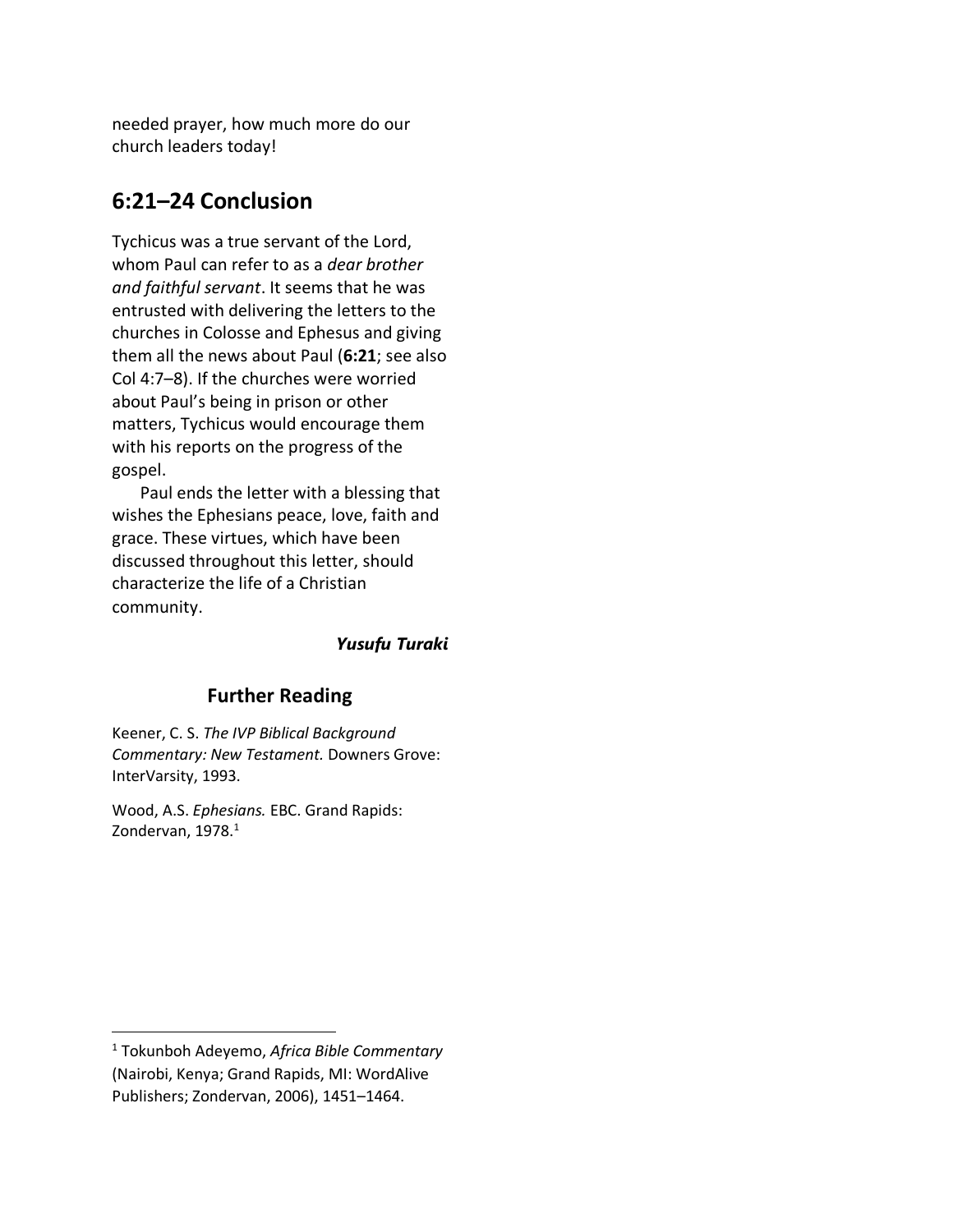needed prayer, how much more do our church leaders today!

## 6:21–24 Conclusion

Tychicus was a true servant of the Lord, whom Paul can refer to as a *dear brother and faithful servant*. It seems that he was entrusted with delivering the letters to the churches in Colosse and Ephesus and giving them all the news about Paul (**6:21**; see also Col 4:7–8). If the churches were worried about Paul's being in prison or other matters, Tychicus would encourage them with his reports on the progress of the gospel.

Paul ends the letter with a blessing that wishes the Ephesians peace, love, faith and grace. These virtues, which have been discussed throughout this letter, should characterize the life of a Christian community.

***Yusufu Turaki***

### Further Reading

Keener, C. S. *The IVP Biblical Background Commentary: New Testament.* Downers Grove: InterVarsity, 1993.

Wood, A.S. *Ephesians.* EBC. Grand Rapids: Zondervan, 1978.[1]

---

[1] Tokunboh Adeyemo, *Africa Bible Commentary* (Nairobi, Kenya; Grand Rapids, MI: WordAlive Publishers; Zondervan, 2006), 1451–1464.